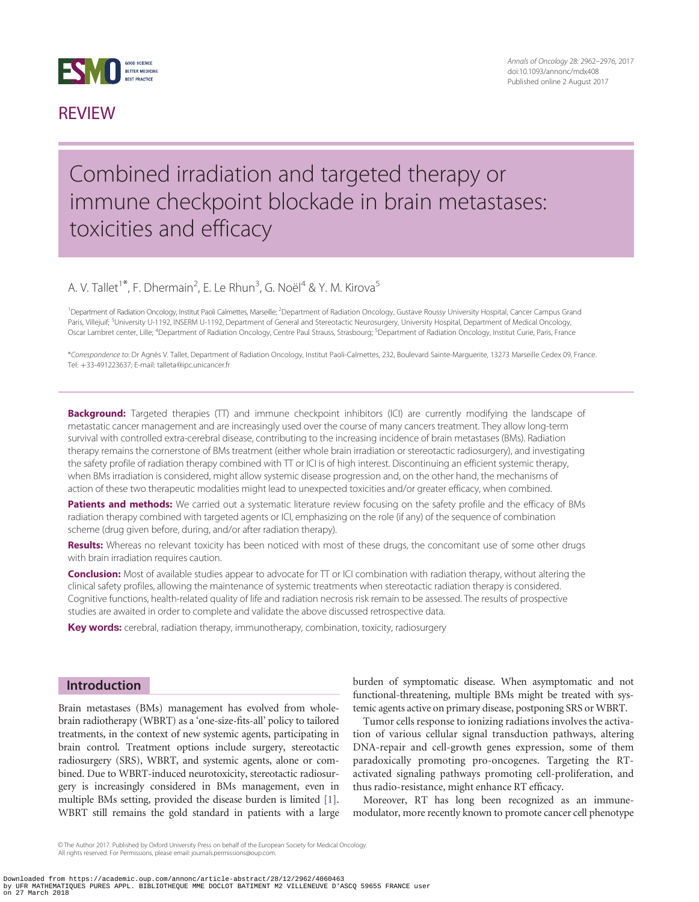REVIEW

# Combined irradiation and targeted therapy or immune checkpoint blockade in brain metastases: toxicities and efficacy

A. V. Tallet[1]*, F. Dhermain[2], E. Le Rhun[3], G. Noël[4] & Y. M. Kirova[5]

[1]Department of Radiation Oncology, Institut Paoli Calmettes, Marseille; [2]Department of Radiation Oncology, Gustave Roussy University Hospital, Cancer Campus Grand Paris, Villejuif; [3]University U-1192, INSERM U-1192, Department of General and Stereotactic Neurosurgery, University Hospital, Department of Medical Oncology, Oscar Lambret center, Lille; [4]Department of Radiation Oncology, Centre Paul Strauss, Strasbourg; [5]Department of Radiation Oncology, Institut Curie, Paris, France

**Correspondence to*: Dr Agnès V. Tallet, Department of Radiation Oncology, Institut Paoli-Calmettes, 232, Boulevard Sainte-Marguerite, 13273 Marseille Cedex 09, France. Tel: +33-491223637; E-mail: talleta@ipc.unicancer.fr

**Background:** Targeted therapies (TT) and immune checkpoint inhibitors (ICI) are currently modifying the landscape of metastatic cancer management and are increasingly used over the course of many cancers treatment. They allow long-term survival with controlled extra-cerebral disease, contributing to the increasing incidence of brain metastases (BMs). Radiation therapy remains the cornerstone of BMs treatment (either whole brain irradiation or stereotactic radiosurgery), and investigating the safety profile of radiation therapy combined with TT or ICI is of high interest. Discontinuing an efficient systemic therapy, when BMs irradiation is considered, might allow systemic disease progression and, on the other hand, the mechanisms of action of these two therapeutic modalities might lead to unexpected toxicities and/or greater efficacy, when combined.

**Patients and methods:** We carried out a systematic literature review focusing on the safety profile and the efficacy of BMs radiation therapy combined with targeted agents or ICI, emphasizing on the role (if any) of the sequence of combination scheme (drug given before, during, and/or after radiation therapy).

**Results:** Whereas no relevant toxicity has been noticed with most of these drugs, the concomitant use of some other drugs with brain irradiation requires caution.

**Conclusion:** Most of available studies appear to advocate for TT or ICI combination with radiation therapy, without altering the clinical safety profiles, allowing the maintenance of systemic treatments when stereotactic radiation therapy is considered. Cognitive functions, health-related quality of life and radiation necrosis risk remain to be assessed. The results of prospective studies are awaited in order to complete and validate the above discussed retrospective data.

**Key words:** cerebral, radiation therapy, immunotherapy, combination, toxicity, radiosurgery

## Introduction

Brain metastases (BMs) management has evolved from whole-brain radiotherapy (WBRT) as a 'one-size-fits-all' policy to tailored treatments, in the context of new systemic agents, participating in brain control. Treatment options include surgery, stereotactic radiosurgery (SRS), WBRT, and systemic agents, alone or combined. Due to WBRT-induced neurotoxicity, stereotactic radiosurgery is increasingly considered in BMs management, even in multiple BMs setting, provided the disease burden is limited [1]. WBRT still remains the gold standard in patients with a large burden of symptomatic disease. When asymptomatic and not functional-threatening, multiple BMs might be treated with systemic agents active on primary disease, postponing SRS or WBRT.

Tumor cells response to ionizing radiations involves the activation of various cellular signal transduction pathways, altering DNA-repair and cell-growth genes expression, some of them paradoxically promoting pro-oncogenes. Targeting the RT-activated signaling pathways promoting cell-proliferation, and thus radio-resistance, might enhance RT efficacy.

Moreover, RT has long been recognized as an immune-modulator, more recently known to promote cancer cell phenotype

© The Author 2017. Published by Oxford University Press on behalf of the European Society for Medical Oncology.
All rights reserved. For Permissions, please email: journals.permissions@oup.com.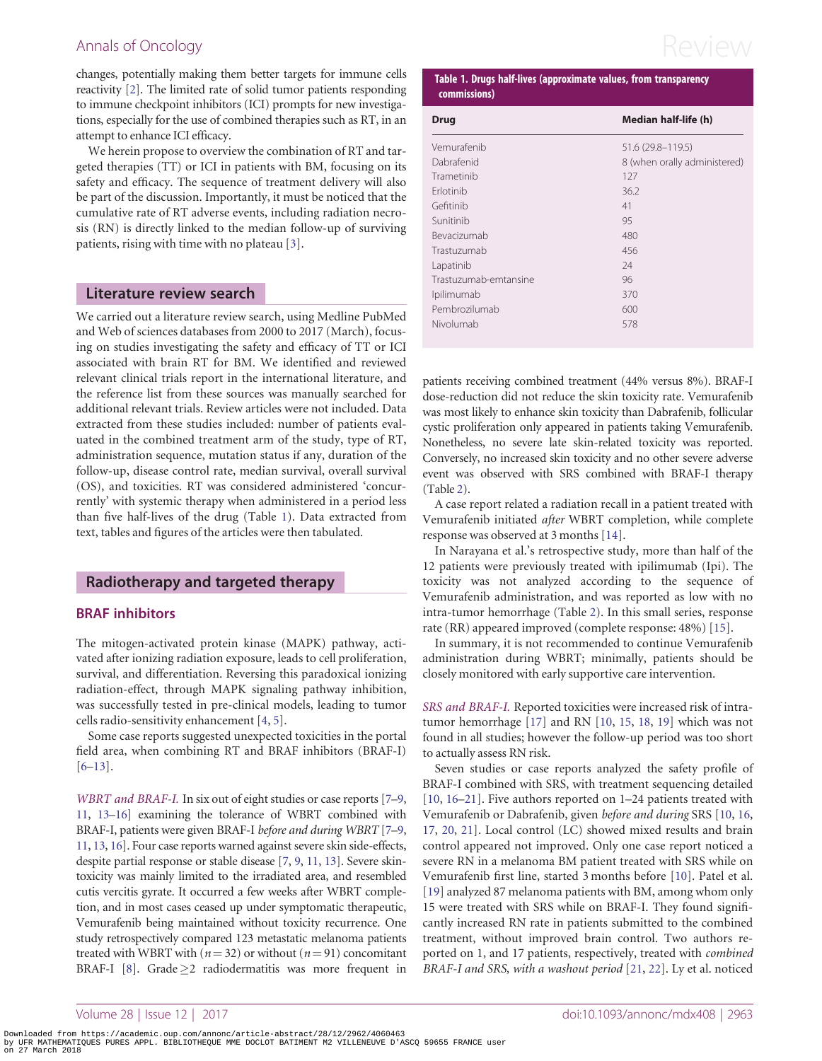changes, potentially making them better targets for immune cells reactivity [2]. The limited rate of solid tumor patients responding to immune checkpoint inhibitors (ICI) prompts for new investigations, especially for the use of combined therapies such as RT, in an attempt to enhance ICI efficacy.

We herein propose to overview the combination of RT and targeted therapies (TT) or ICI in patients with BM, focusing on its safety and efficacy. The sequence of treatment delivery will also be part of the discussion. Importantly, it must be noticed that the cumulative rate of RT adverse events, including radiation necrosis (RN) is directly linked to the median follow-up of surviving patients, rising with time with no plateau [3].

## Literature review search

We carried out a literature review search, using Medline PubMed and Web of sciences databases from 2000 to 2017 (March), focusing on studies investigating the safety and efficacy of TT or ICI associated with brain RT for BM. We identified and reviewed relevant clinical trials report in the international literature, and the reference list from these sources was manually searched for additional relevant trials. Review articles were not included. Data extracted from these studies included: number of patients evaluated in the combined treatment arm of the study, type of RT, administration sequence, mutation status if any, duration of the follow-up, disease control rate, median survival, overall survival (OS), and toxicities. RT was considered administered 'concurrently' with systemic therapy when administered in a period less than five half-lives of the drug (Table 1). Data extracted from text, tables and figures of the articles were then tabulated.

**Table 1. Drugs half-lives (approximate values, from transparency commissions)**

| Drug | Median half-life (h) |
|---|---|
| Vemurafenib | 51.6 (29.8–119.5) |
| Dabrafenid | 8 (when orally administered) |
| Trametinib | 127 |
| Erlotinib | 36.2 |
| Gefitinib | 41 |
| Sunitinib | 95 |
| Bevacizumab | 480 |
| Trastuzumab | 456 |
| Lapatinib | 24 |
| Trastuzumab-emtansine | 96 |
| Ipilimumab | 370 |
| Pembrozilumab | 600 |
| Nivolumab | 578 |

## Radiotherapy and targeted therapy

### BRAF inhibitors

The mitogen-activated protein kinase (MAPK) pathway, activated after ionizing radiation exposure, leads to cell proliferation, survival, and differentiation. Reversing this paradoxical ionizing radiation-effect, through MAPK signaling pathway inhibition, was successfully tested in pre-clinical models, leading to tumor cells radio-sensitivity enhancement [4, 5].

Some case reports suggested unexpected toxicities in the portal field area, when combining RT and BRAF inhibitors (BRAF-I) [6–13].

*WBRT and BRAF-I.* In six out of eight studies or case reports [7–9, 11, 13–16] examining the tolerance of WBRT combined with BRAF-I, patients were given BRAF-I *before and during WBRT* [7–9, 11, 13, 16]. Four case reports warned against severe skin side-effects, despite partial response or stable disease [7, 9, 11, 13]. Severe skin-toxicity was mainly limited to the irradiated area, and resembled cutis vercitis gyrate. It occurred a few weeks after WBRT completion, and in most cases ceased up under symptomatic therapeutic, Vemurafenib being maintained without toxicity recurrence. One study retrospectively compared 123 metastatic melanoma patients treated with WBRT with ($n = 32$) or without ($n = 91$) concomitant BRAF-I [8]. Grade ≥2 radiodermatitis was more frequent in patients receiving combined treatment (44% versus 8%). BRAF-I dose-reduction did not reduce the skin toxicity rate. Vemurafenib was most likely to enhance skin toxicity than Dabrafenib, follicular cystic proliferation only appeared in patients taking Vemurafenib. Nonetheless, no severe late skin-related toxicity was reported. Conversely, no increased skin toxicity and no other severe adverse event was observed with SRS combined with BRAF-I therapy (Table 2).

A case report related a radiation recall in a patient treated with Vemurafenib initiated *after* WBRT completion, while complete response was observed at 3 months [14].

In Narayana et al.'s retrospective study, more than half of the 12 patients were previously treated with ipilimumab (Ipi). The toxicity was not analyzed according to the sequence of Vemurafenib administration, and was reported as low with no intra-tumor hemorrhage (Table 2). In this small series, response rate (RR) appeared improved (complete response: 48%) [15].

In summary, it is not recommended to continue Vemurafenib administration during WBRT; minimally, patients should be closely monitored with early supportive care intervention.

*SRS and BRAF-I.* Reported toxicities were increased risk of intra-tumor hemorrhage [17] and RN [10, 15, 18, 19] which was not found in all studies; however the follow-up period was too short to actually assess RN risk.

Seven studies or case reports analyzed the safety profile of BRAF-I combined with SRS, with treatment sequencing detailed [10, 16–21]. Five authors reported on 1–24 patients treated with Vemurafenib or Dabrafenib, given *before and during* SRS [10, 16, 17, 20, 21]. Local control (LC) showed mixed results and brain control appeared not improved. Only one case report noticed a severe RN in a melanoma BM patient treated with SRS while on Vemurafenib first line, started 3 months before [10]. Patel et al. [19] analyzed 87 melanoma patients with BM, among whom only 15 were treated with SRS while on BRAF-I. They found significantly increased RN rate in patients submitted to the combined treatment, without improved brain control. Two authors reported on 1, and 17 patients, respectively, treated with *combined BRAF-I and SRS, with a washout period* [21, 22]. Ly et al. noticed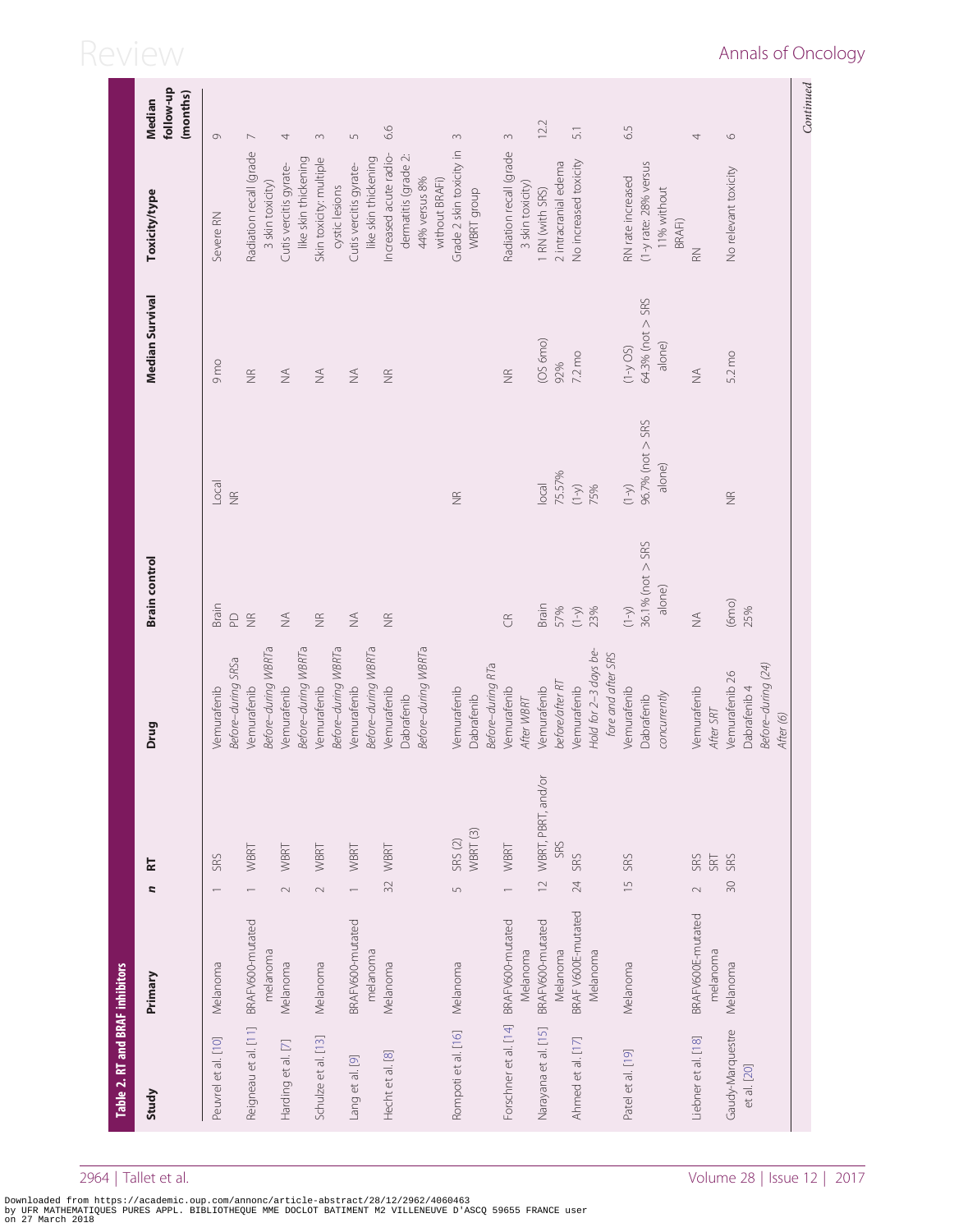**Table 2. RT and BRAF inhibitors**

| Study | Primary | n | RT | Drug | Brain control | | Median Survival | Toxicity/type | Median follow-up (months) |
|---|---|---|---|---|---|---|---|---|---|
| Peuvrel et al. [10] | Melanoma | 1 | SRS | Vemurafenib *Before–during SRSa* | Brain PD | Local NR | 9 mo | Severe RN | 9 |
| Reigneau et al. [11] | BRAFV600-mutated melanoma | 1 | WBRT | Vemurafenib *Before–during WBRTa* | NR | | NR | Radiation recall (grade 3 skin toxicity) | 7 |
| Harding et al. [7] | Melanoma | 2 | WBRT | Vemurafenib *Before–during WBRTa* | NA | | NA | Cutis vercitis gyrate-like skin thickening | 4 |
| Schulze et al. [13] | Melanoma | 2 | WBRT | Vemurafenib *Before–during WBRTa* | NR | | NA | Skin toxicity: multiple cystic lesions | 3 |
| Lang et al. [9] | BRAFV600-mutated melanoma | 1 | WBRT | Vemurafenib *Before–during WBRTa* | NA | | NA | Cutis vercitis gyrate-like skin thickening | 5 |
| Hecht et al. [8] | Melanoma | 32 | WBRT | Vemurafenib Dabrafenib *Before–during WBRTa* | NR | | NR | Increased acute radio-dermatitis (grade 2: 44% versus 8% without BRAFi) | 6.6 |
| Rompoti et al. [16] | Melanoma | 5 | SRS (2) WBRT (3) | Vemurafenib Dabrafenib *Before–during RTa* | | NR | | Grade 2 skin toxicity in WBRT group | 3 |
| Forschner et al. [14] | BRAFV600-mutated Melanoma | 1 | WBRT | Vemurafenib *After WBRT* | CR | | NR | Radiation recall (grade 3 skin toxicity) | 3 |
| Narayana et al. [15] | BRAFV600-mutated Melanoma | 12 | WBRT, PBRT, and/or SRS | Vemurafenib *before/after RT* | Brain 57% | local 75.57% | (OS 6mo) 92% | 1 RN (with SRS) 2 intracranial edema | 12.2 |
| Ahmed et al. [17] | BRAF V600E-mutated Melanoma | 24 | SRS | Vemurafenib *Hold for 2–3 days before and after SRS* | (1-y) 23% | (1-y) 75% | 7.2 mo | No increased toxicity | 5.1 |
| Patel et al. [19] | Melanoma | 15 | SRS | Vemurafenib Dabrafenib *concurrently* | (1-y) 36.1% (not > SRS alone) | (1-y) 96.7% (not > SRS alone) | (1-y OS) 64.3% (not > SRS alone) | RN rate increased (1-y rate: 28% versus 11% without BRAFi) | 6.5 |
| Liebner et al. [18] | BRAFV600E-mutated melanoma | 2 | SRS SRT | Vemurafenib *After SRT* | NA | | NA | RN | 4 |
| Gaudy-Marqueste et al. [20] | Melanoma | 30 | SRS | Vemurafenib 26 Dabrafenib 4 *Before–during (24) After (6)* | (6mo) 25% | NR | 5.2 mo | No relevant toxicity | 6 |

*Continued*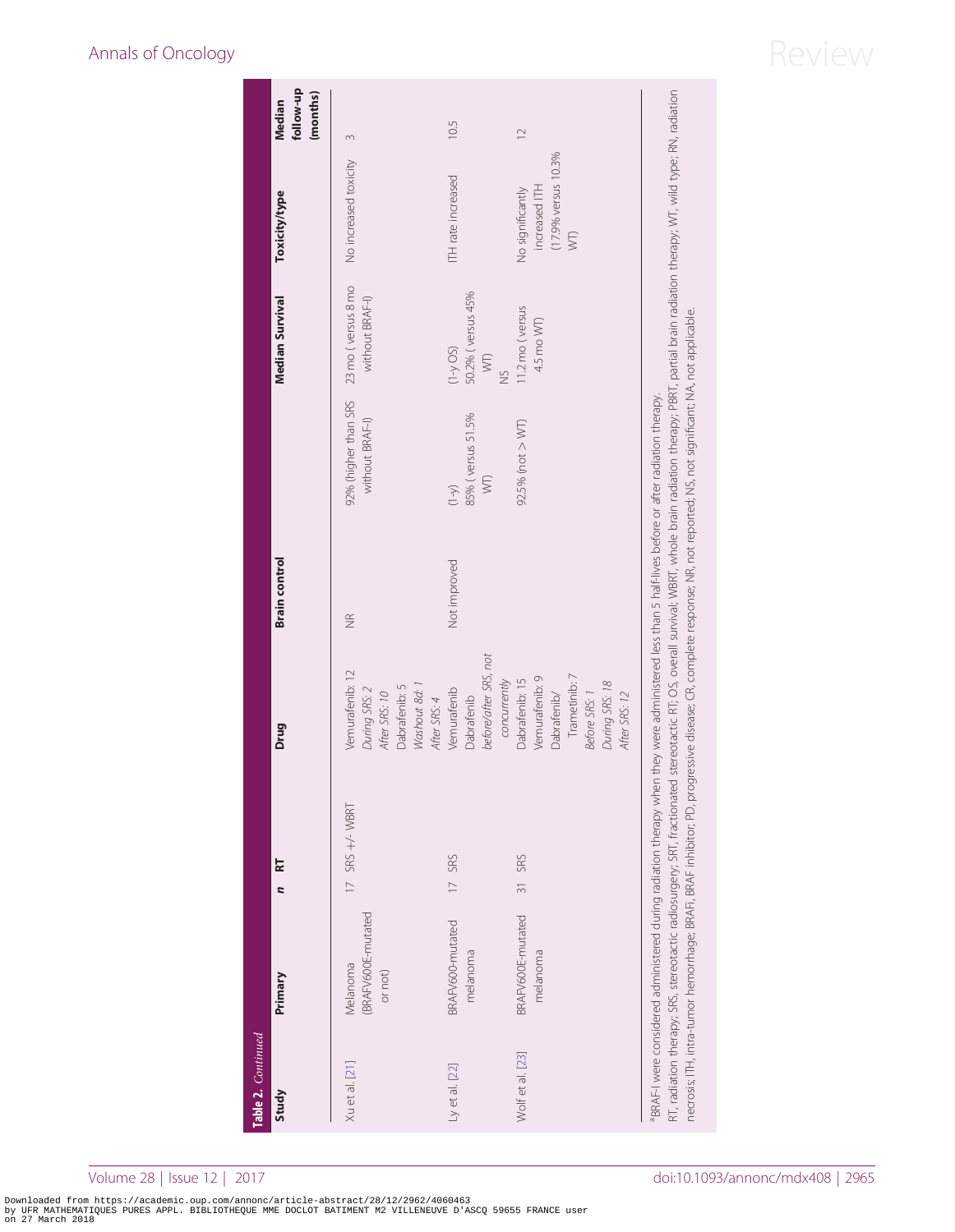**Table 2.** *Continued*

| Study | Primary | n | RT | Drug | Brain control | | Median Survival | Toxicity/type | Median follow-up (months) |
|---|---|---|---|---|---|---|---|---|---|
| Xu et al. [21] | Melanoma (BRAFV600E-mutated or not) | 17 | SRS +/- WBRT | Vemurafenib: 12 *During SRS: 2* *After SRS: 10* Dabrafenib: 5 *Washout 8d: 1* *After SRS: 4* | NR | 92% (higher than SRS without BRAF-I) | 23 mo (versus 8 mo without BRAF-I) | No increased toxicity | 3 |
| Ly et al. [22] | BRAFV600-mutated melanoma | 17 | SRS | Vemurafenib Dabrafenib before/after SRS, not concurrently | Not improved | (1-y) 85% (versus 51.5% WT) | (1-y OS) 50.2% (versus 45% WT) NS | ITH rate increased | 10.5 |
| Wolf et al. [23] | BRAFV600E-mutated melanoma | 31 | SRS | Dabrafenib: 15 Vemurafenib: 9 Dabrafenib/ Trametinib: 7 *Before SRS: 1* *During SRS: 18* *After SRS: 12* | | 92.5% (not > WT) | 11.2 mo (versus 4.5 mo WT) | No significantly increased ITH (17.9% versus 10.3% WT) | 12 |

[a]BRAF-I were considered administered during radiation therapy when they were administered less than 5 half-lives before or after radiation therapy.

RT, radiation therapy; SRS, stereotactic radiosurgery; SRT, fractionated stereotactic RT; OS, overall survival; WBRT, whole brain radiation therapy; PBRT, partial brain radiation therapy; WT, wild type; RN, radiation necrosis; ITH, intra-tumor hemorrhage; BRAFi, BRAF inhibitor; PD, progressive disease; CR, complete response; NR, not reported; NS, not significant; NA, not applicable.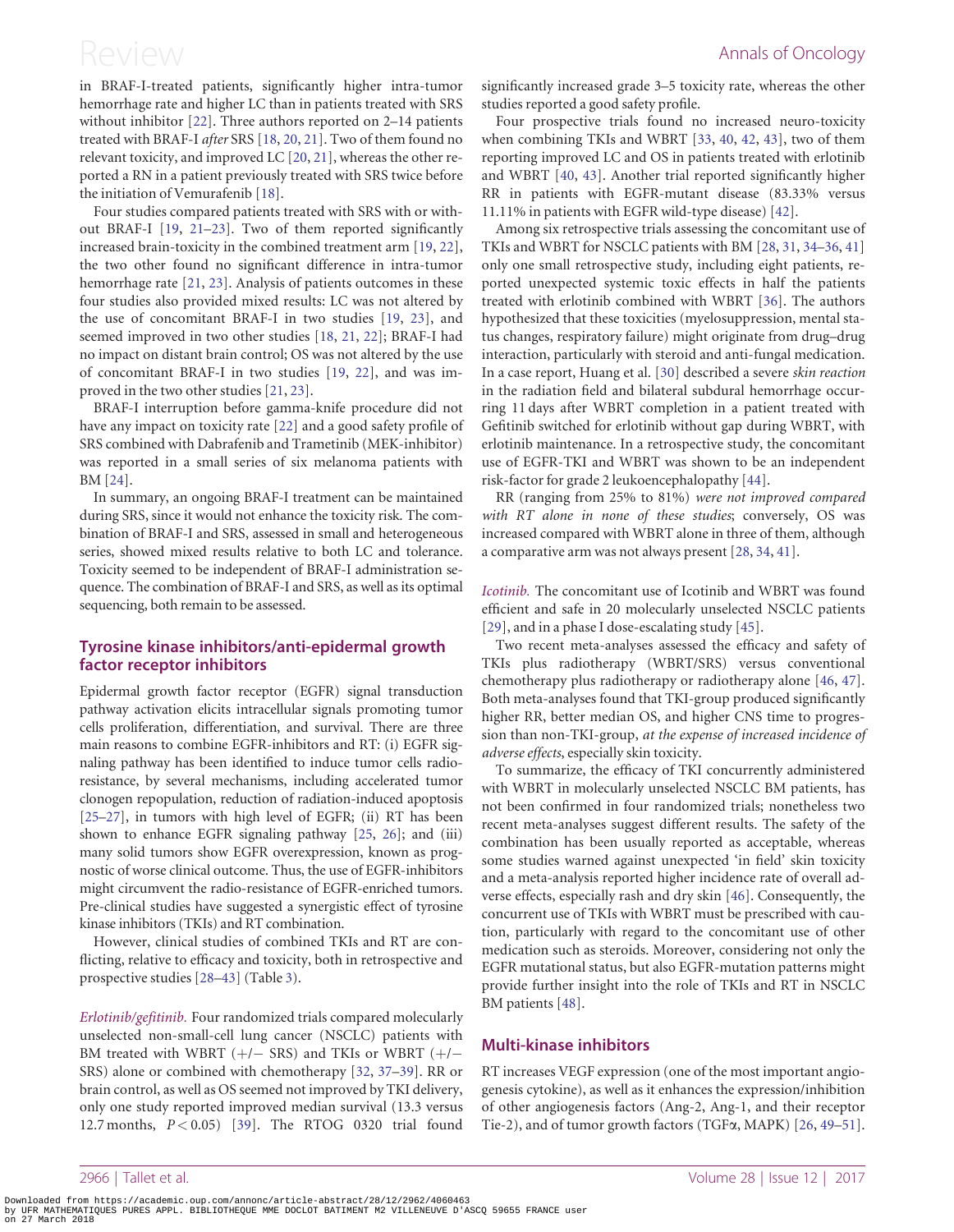in BRAF-I-treated patients, significantly higher intra-tumor hemorrhage rate and higher LC than in patients treated with SRS without inhibitor [22]. Three authors reported on 2–14 patients treated with BRAF-I *after* SRS [18, 20, 21]. Two of them found no relevant toxicity, and improved LC [20, 21], whereas the other reported a RN in a patient previously treated with SRS twice before the initiation of Vemurafenib [18].

Four studies compared patients treated with SRS with or without BRAF-I [19, 21–23]. Two of them reported significantly increased brain-toxicity in the combined treatment arm [19, 22], the two other found no significant difference in intra-tumor hemorrhage rate [21, 23]. Analysis of patients outcomes in these four studies also provided mixed results: LC was not altered by the use of concomitant BRAF-I in two studies [19, 23], and seemed improved in two other studies [18, 21, 22]; BRAF-I had no impact on distant brain control; OS was not altered by the use of concomitant BRAF-I in two studies [19, 22], and was improved in the two other studies [21, 23].

BRAF-I interruption before gamma-knife procedure did not have any impact on toxicity rate [22] and a good safety profile of SRS combined with Dabrafenib and Trametinib (MEK-inhibitor) was reported in a small series of six melanoma patients with BM [24].

In summary, an ongoing BRAF-I treatment can be maintained during SRS, since it would not enhance the toxicity risk. The combination of BRAF-I and SRS, assessed in small and heterogeneous series, showed mixed results relative to both LC and tolerance. Toxicity seemed to be independent of BRAF-I administration sequence. The combination of BRAF-I and SRS, as well as its optimal sequencing, both remain to be assessed.

## Tyrosine kinase inhibitors/anti-epidermal growth factor receptor inhibitors

Epidermal growth factor receptor (EGFR) signal transduction pathway activation elicits intracellular signals promoting tumor cells proliferation, differentiation, and survival. There are three main reasons to combine EGFR-inhibitors and RT: (i) EGFR signaling pathway has been identified to induce tumor cells radioresistance, by several mechanisms, including accelerated tumor clonogen repopulation, reduction of radiation-induced apoptosis [25–27], in tumors with high level of EGFR; (ii) RT has been shown to enhance EGFR signaling pathway [25, 26]; and (iii) many solid tumors show EGFR overexpression, known as prognostic of worse clinical outcome. Thus, the use of EGFR-inhibitors might circumvent the radio-resistance of EGFR-enriched tumors. Pre-clinical studies have suggested a synergistic effect of tyrosine kinase inhibitors (TKIs) and RT combination.

However, clinical studies of combined TKIs and RT are conflicting, relative to efficacy and toxicity, both in retrospective and prospective studies [28–43] (Table 3).

*Erlotinib/gefitinib.* Four randomized trials compared molecularly unselected non-small-cell lung cancer (NSCLC) patients with BM treated with WBRT (+/− SRS) and TKIs or WBRT (+/− SRS) alone or combined with chemotherapy [32, 37–39]. RR or brain control, as well as OS seemed not improved by TKI delivery, only one study reported improved median survival (13.3 versus 12.7 months, $P < 0.05$) [39]. The RTOG 0320 trial found significantly increased grade 3–5 toxicity rate, whereas the other studies reported a good safety profile.

Four prospective trials found no increased neuro-toxicity when combining TKIs and WBRT [33, 40, 42, 43], two of them reporting improved LC and OS in patients treated with erlotinib and WBRT [40, 43]. Another trial reported significantly higher RR in patients with EGFR-mutant disease (83.33% versus 11.11% in patients with EGFR wild-type disease) [42].

Among six retrospective trials assessing the concomitant use of TKIs and WBRT for NSCLC patients with BM [28, 31, 34–36, 41] only one small retrospective study, including eight patients, reported unexpected systemic toxic effects in half the patients treated with erlotinib combined with WBRT [36]. The authors hypothesized that these toxicities (myelosuppression, mental status changes, respiratory failure) might originate from drug–drug interaction, particularly with steroid and anti-fungal medication. In a case report, Huang et al. [30] described a severe *skin reaction* in the radiation field and bilateral subdural hemorrhage occurring 11 days after WBRT completion in a patient treated with Gefitinib switched for erlotinib without gap during WBRT, with erlotinib maintenance. In a retrospective study, the concomitant use of EGFR-TKI and WBRT was shown to be an independent risk-factor for grade 2 leukoencephalopathy [44].

RR (ranging from 25% to 81%) *were not improved compared with RT alone in none of these studies*; conversely, OS was increased compared with WBRT alone in three of them, although a comparative arm was not always present [28, 34, 41].

*Icotinib.* The concomitant use of Icotinib and WBRT was found efficient and safe in 20 molecularly unselected NSCLC patients [29], and in a phase I dose-escalating study [45].

Two recent meta-analyses assessed the efficacy and safety of TKIs plus radiotherapy (WBRT/SRS) versus conventional chemotherapy plus radiotherapy or radiotherapy alone [46, 47]. Both meta-analyses found that TKI-group produced significantly higher RR, better median OS, and higher CNS time to progression than non-TKI-group, *at the expense of increased incidence of adverse effects*, especially skin toxicity.

To summarize, the efficacy of TKI concurrently administered with WBRT in molecularly unselected NSCLC BM patients, has not been confirmed in four randomized trials; nonetheless two recent meta-analyses suggest different results. The safety of the combination has been usually reported as acceptable, whereas some studies warned against unexpected 'in field' skin toxicity and a meta-analysis reported higher incidence rate of overall adverse effects, especially rash and dry skin [46]. Consequently, the concurrent use of TKIs with WBRT must be prescribed with caution, particularly with regard to the concomitant use of other medication such as steroids. Moreover, considering not only the EGFR mutational status, but also EGFR-mutation patterns might provide further insight into the role of TKIs and RT in NSCLC BM patients [48].

## Multi-kinase inhibitors

RT increases VEGF expression (one of the most important angiogenesis cytokine), as well as it enhances the expression/inhibition of other angiogenesis factors (Ang-2, Ang-1, and their receptor Tie-2), and of tumor growth factors (TGFα, MAPK) [26, 49–51].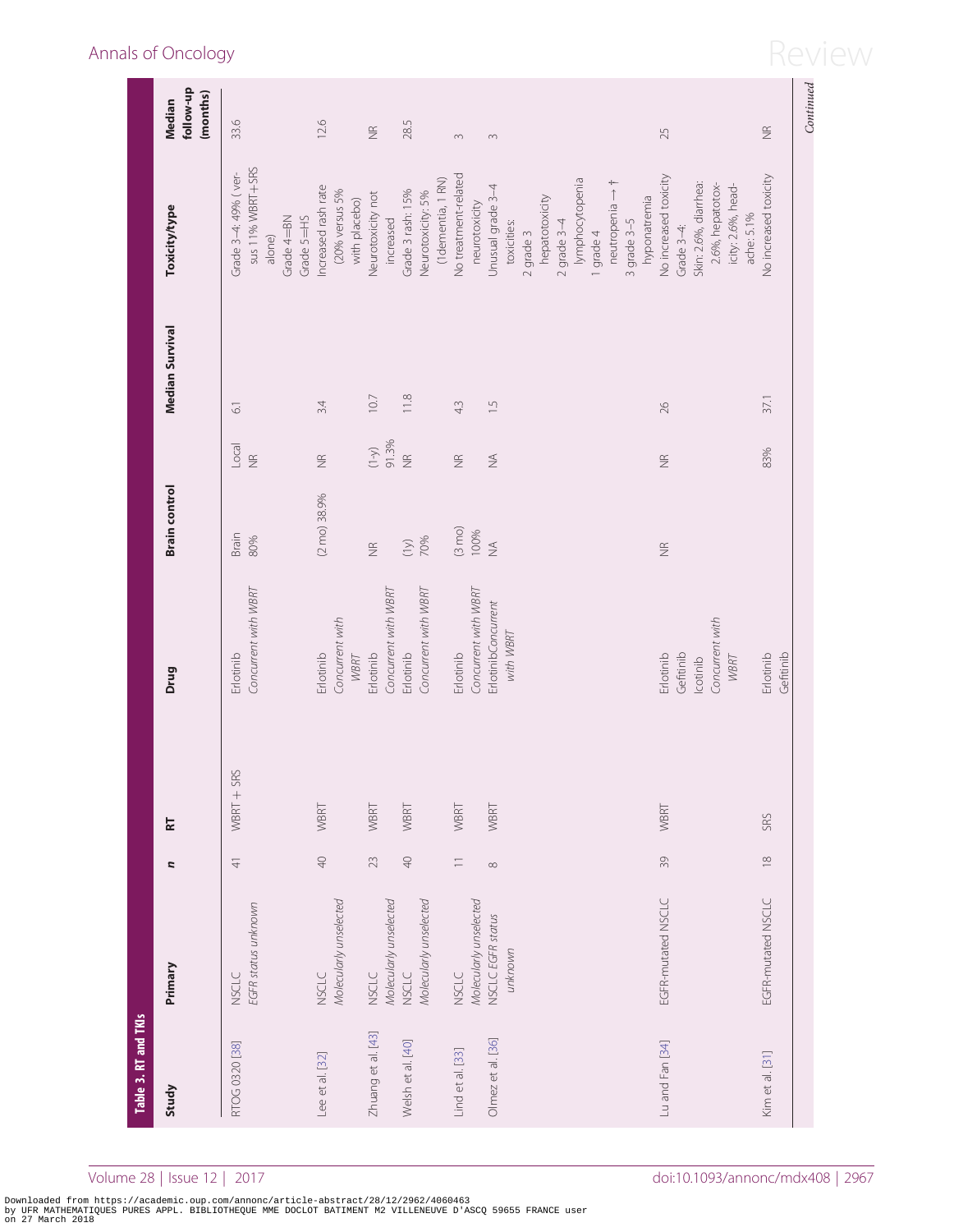Table 3. RT and TKIs

| Study | Primary | *n* | RT | Drug | Brain control | | Median Survival | Toxicity/type | Median follow-up (months) |
|---|---|---|---|---|---|---|---|---|---|
| RTOG 0320 [38] | NSCLC *EGFR status unknown* | 41 | WBRT + SRS | Erlotinib *Concurrent with WBRT* | Brain 80% | Local NR | 6.1 | Grade 3–4: 49% (versus 11% WBRT+SRS alone) Grade 4=BN Grade 5=HS | 33.6 |
| Lee et al. [32] | NSCLC *Molecularly unselected* | 40 | WBRT | Erlotinib *Concurrent with WBRT* | (2 mo) 38.9% | NR | 3.4 | Increased rash rate (20% versus 5% with placebo) | 12.6 |
| Zhuang et al. [43] | NSCLC *Molecularly unselected* | 23 | WBRT | Erlotinib *Concurrent with WBRT* | NR | (1-y) 91.3% | 10.7 | Neurotoxicity not increased | NR |
| Welsh et al. [40] | NSCLC *Molecularly unselected* | 40 | WBRT | Erlotinib *Concurrent with WBRT* | (1y) 70% | NR | 11.8 | Grade 3 rash: 15% Neurotoxicity: 5% (1dementia, 1 RN) | 28.5 |
| Lind et al. [33] | NSCLC *Molecularly unselected* | 11 | WBRT | Erlotinib *Concurrent with WBRT* | (3 mo) 100% | NR | 4.3 | No treatment-related neurotoxicity | 3 |
| Olmez et al. [36] | NSCLC *EGFR status unknown* | 8 | WBRT | ErlotinibConcurrent *with WBRT* | NA | NA | 1.5 | Unusual grade 3–4 toxicities: 2 grade 3 hepatotoxicity 2 grade 3–4 lymphocytopenia 1 grade 4 neutropenia → † 3 grade 3–5 hyponatremia | 3 |
| Lu and Fan [34] | EGFR-mutated NSCLC | 39 | WBRT | Erlotinib Gefitinib Icotinib *Concurrent with WBRT* | NR | NR | 26 | No increased toxicity Grade 3–4: Skin: 2.6%, diarrhea: 2.6%, hepatotoxicity: 2.6%, headache: 5.1% | 25 |
| Kim et al. [31] | EGFR-mutated NSCLC | 18 | SRS | Erlotinib Gefitinib | | 83% | 37.1 | No increased toxicity | NR |

*Continued*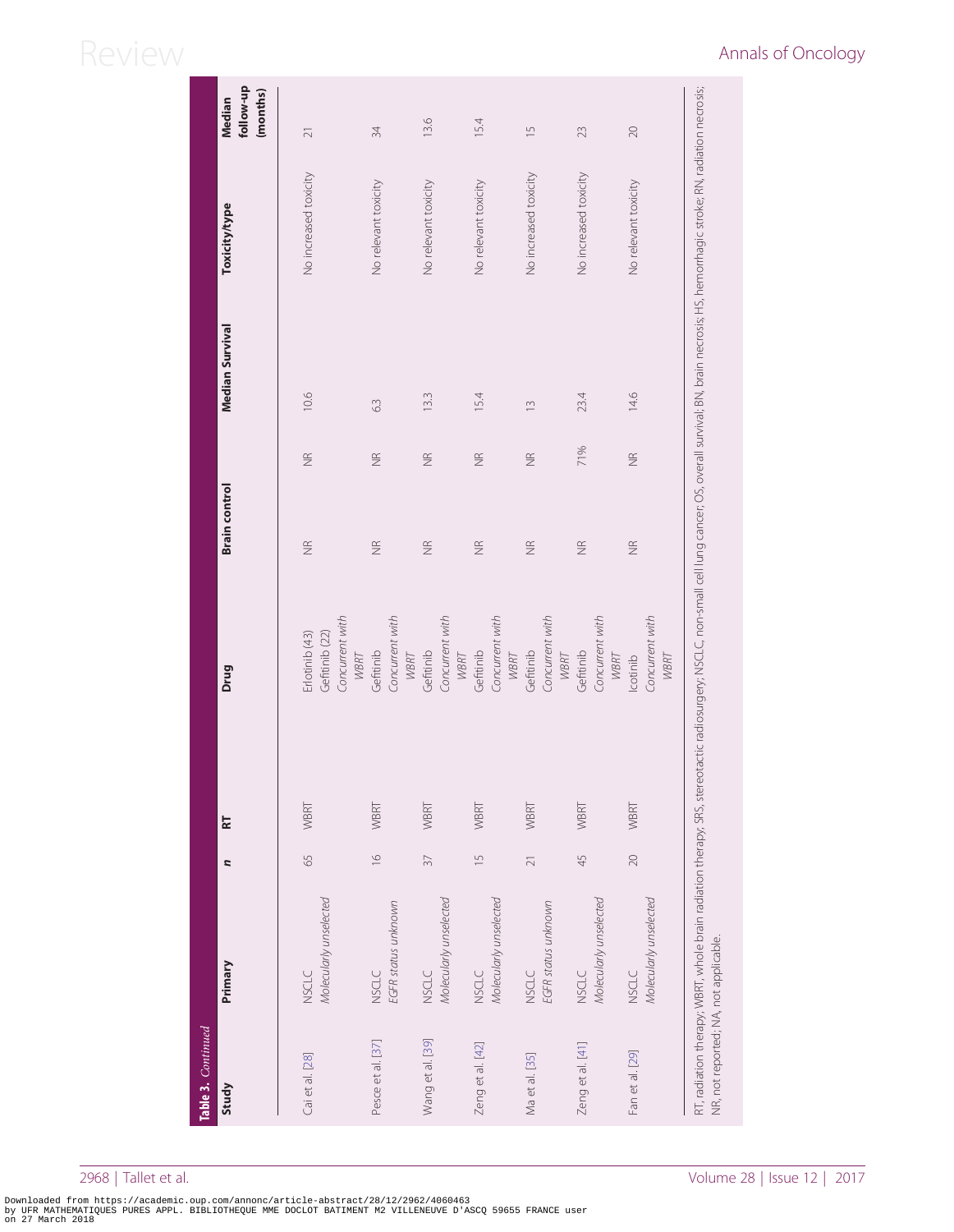**Table 3.** *Continued*

| Study | Primary | *n* | RT | Drug | Brain control | | Median Survival | Toxicity/type | Median follow-up (months) |
|---|---|---|---|---|---|---|---|---|---|
| Cai et al. [28] | NSCLC *Molecularly unselected* | 65 | WBRT | Erlotinib (43) Gefitinib (22) *Concurrent with WBRT* | NR | NR | 10.6 | No increased toxicity | 21 |
| Pesce et al. [37] | NSCLC *EGFR status unknown* | 16 | WBRT | Gefitinib *Concurrent with WBRT* | NR | NR | 6.3 | No relevant toxicity | 34 |
| Wang et al. [39] | NSCLC *Molecularly unselected* | 37 | WBRT | Gefitinib *Concurrent with WBRT* | NR | NR | 13.3 | No relevant toxicity | 13.6 |
| Zeng et al. [42] | NSCLC *Molecularly unselected* | 15 | WBRT | Gefitinib *Concurrent with WBRT* | NR | NR | 15.4 | No relevant toxicity | 15.4 |
| Ma et al. [35] | NSCLC *EGFR status unknown* | 21 | WBRT | Gefitinib *Concurrent with WBRT* | NR | NR | 13 | No increased toxicity | 15 |
| Zeng et al. [41] | NSCLC *Molecularly unselected* | 45 | WBRT | Gefitinib *Concurrent with WBRT* | NR | 71% | 23.4 | No increased toxicity | 23 |
| Fan et al. [29] | NSCLC *Molecularly unselected* | 20 | WBRT | Icotinib *Concurrent with WBRT* | NR | NR | 14.6 | No relevant toxicity | 20 |

RT, radiation therapy; WBRT, whole brain radiation therapy; SRS, stereotactic radiosurgery; NSCLC, non-small cell lung cancer; OS, overall survival; BN, brain necrosis; HS, hemorrhagic stroke; RN, radiation necrosis; NR, not reported; NA, not applicable.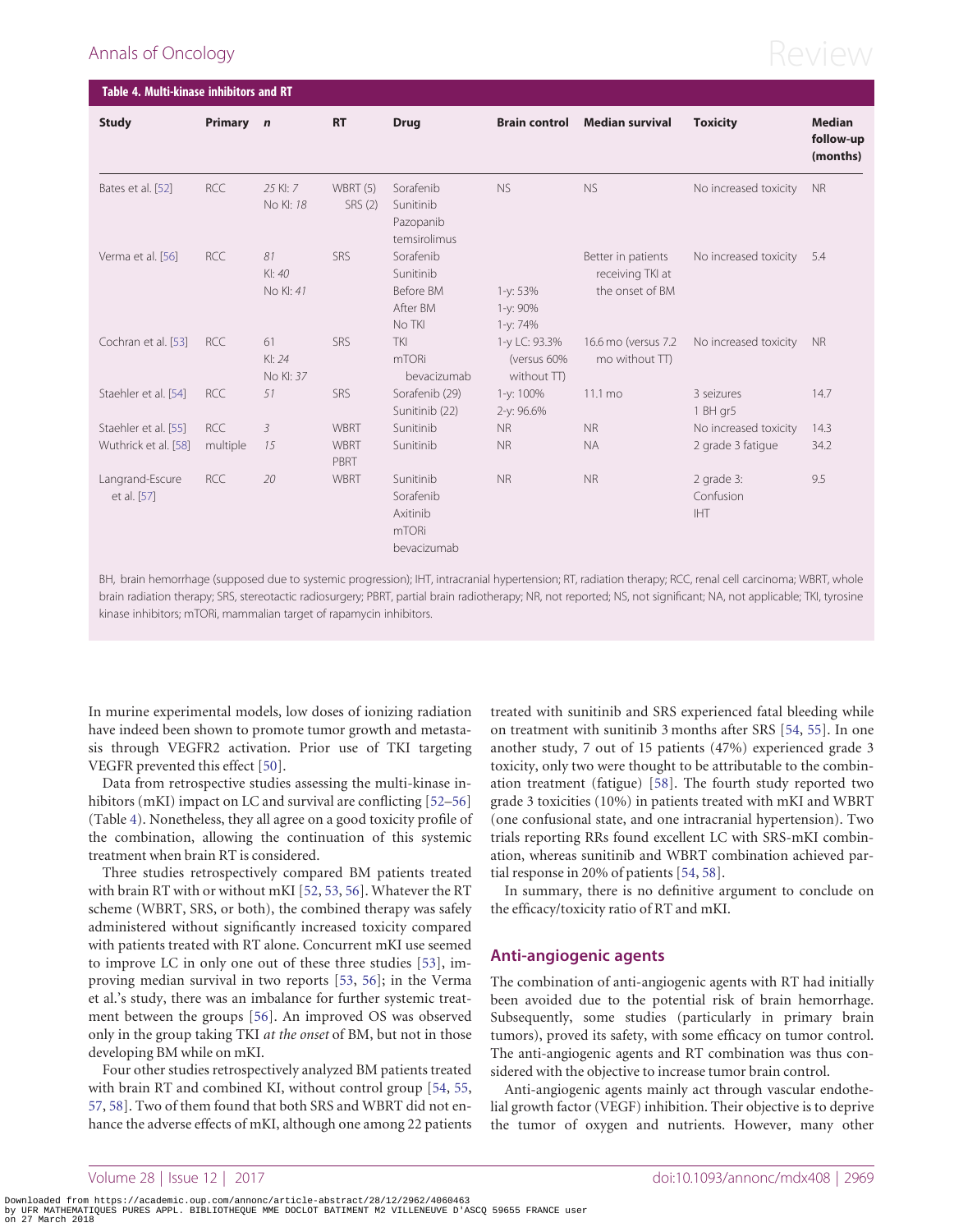**Table 4. Multi-kinase inhibitors and RT**

| Study | Primary | n | RT | Drug | Brain control | Median survival | Toxicity | Median follow-up (months) |
|---|---|---|---|---|---|---|---|---|
| Bates et al. [52] | RCC | *25 KI: 7* *No KI: 18* | WBRT (5) SRS (2) | Sorafenib Sunitinib Pazopanib temsirolimus | NS | NS | No increased toxicity | NR |
| Verma et al. [56] | RCC | *81* *KI: 40* *No KI: 41* | SRS | Sorafenib Sunitinib Before BM After BM No TKI | 1-y: 53% 1-y: 90% 1-y: 74% | Better in patients receiving TKI at the onset of BM | No increased toxicity | 5.4 |
| Cochran et al. [53] | RCC | 61 *KI: 24* *No KI: 37* | SRS | TKI mTORi bevacizumab | 1-y LC: 93.3% (versus 60% without TT) | 16.6 mo (versus 7.2 mo without TT) | No increased toxicity | NR |
| Staehler et al. [54] | RCC | *51* | SRS | Sorafenib (29) Sunitinib (22) | 1-y: 100% 2-y: 96.6% | 11.1 mo | 3 seizures 1 BH gr5 | 14.7 |
| Staehler et al. [55] | RCC | *3* | WBRT | Sunitinib | NR | NR | No increased toxicity | 14.3 |
| Wuthrick et al. [58] | multiple | *15* | WBRT PBRT | Sunitinib | NR | NA | 2 grade 3 fatigue | 34.2 |
| Langrand-Escure et al. [57] | RCC | *20* | WBRT | Sunitinib Sorafenib Axitinib mTORi bevacizumab | NR | NR | 2 grade 3: Confusion IHT | 9.5 |

BH, brain hemorrhage (supposed due to systemic progression); IHT, intracranial hypertension; RT, radiation therapy; RCC, renal cell carcinoma; WBRT, whole brain radiation therapy; SRS, stereotactic radiosurgery; PBRT, partial brain radiotherapy; NR, not reported; NS, not significant; NA, not applicable; TKI, tyrosine kinase inhibitors; mTORi, mammalian target of rapamycin inhibitors.

In murine experimental models, low doses of ionizing radiation have indeed been shown to promote tumor growth and metastasis through VEGFR2 activation. Prior use of TKI targeting VEGFR prevented this effect [50].

Data from retrospective studies assessing the multi-kinase inhibitors (mKI) impact on LC and survival are conflicting [52–56] (Table 4). Nonetheless, they all agree on a good toxicity profile of the combination, allowing the continuation of this systemic treatment when brain RT is considered.

Three studies retrospectively compared BM patients treated with brain RT with or without mKI [52, 53, 56]. Whatever the RT scheme (WBRT, SRS, or both), the combined therapy was safely administered without significantly increased toxicity compared with patients treated with RT alone. Concurrent mKI use seemed to improve LC in only one out of these three studies [53], improving median survival in two reports [53, 56]; in the Verma et al.'s study, there was an imbalance for further systemic treatment between the groups [56]. An improved OS was observed only in the group taking TKI *at the onset* of BM, but not in those developing BM while on mKI.

Four other studies retrospectively analyzed BM patients treated with brain RT and combined KI, without control group [54, 55, 57, 58]. Two of them found that both SRS and WBRT did not enhance the adverse effects of mKI, although one among 22 patients treated with sunitinib and SRS experienced fatal bleeding while on treatment with sunitinib 3 months after SRS [54, 55]. In one another study, 7 out of 15 patients (47%) experienced grade 3 toxicity, only two were thought to be attributable to the combination treatment (fatigue) [58]. The fourth study reported two grade 3 toxicities (10%) in patients treated with mKI and WBRT (one confusional state, and one intracranial hypertension). Two trials reporting RRs found excellent LC with SRS-mKI combination, whereas sunitinib and WBRT combination achieved partial response in 20% of patients [54, 58].

In summary, there is no definitive argument to conclude on the efficacy/toxicity ratio of RT and mKI.

## Anti-angiogenic agents

The combination of anti-angiogenic agents with RT had initially been avoided due to the potential risk of brain hemorrhage. Subsequently, some studies (particularly in primary brain tumors), proved its safety, with some efficacy on tumor control. The anti-angiogenic agents and RT combination was thus considered with the objective to increase tumor brain control.

Anti-angiogenic agents mainly act through vascular endothelial growth factor (VEGF) inhibition. Their objective is to deprive the tumor of oxygen and nutrients. However, many other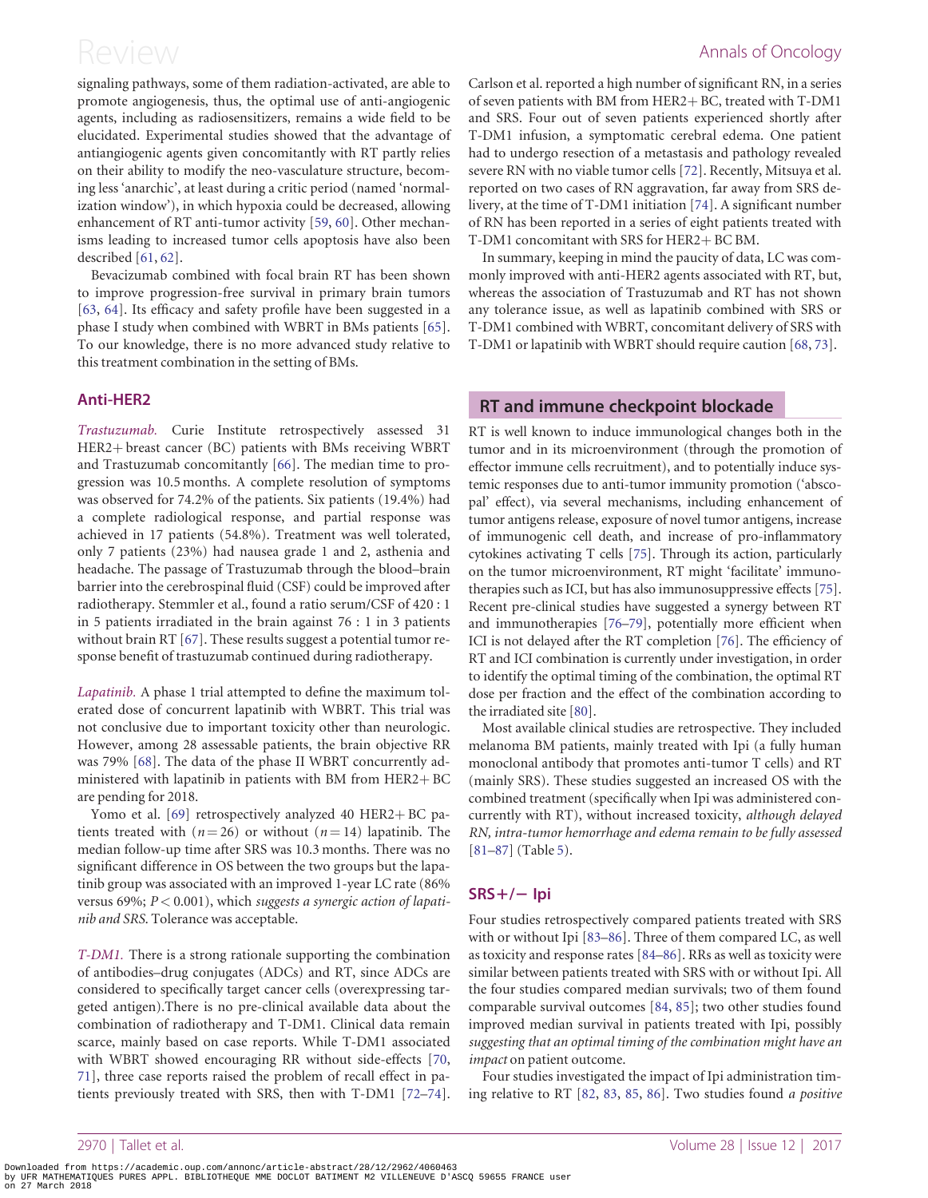signaling pathways, some of them radiation-activated, are able to promote angiogenesis, thus, the optimal use of anti-angiogenic agents, including as radiosensitizers, remains a wide field to be elucidated. Experimental studies showed that the advantage of antiangiogenic agents given concomitantly with RT partly relies on their ability to modify the neo-vasculature structure, becoming less 'anarchic', at least during a critic period (named 'normalization window'), in which hypoxia could be decreased, allowing enhancement of RT anti-tumor activity [59, 60]. Other mechanisms leading to increased tumor cells apoptosis have also been described [61, 62].

Bevacizumab combined with focal brain RT has been shown to improve progression-free survival in primary brain tumors [63, 64]. Its efficacy and safety profile have been suggested in a phase I study when combined with WBRT in BMs patients [65]. To our knowledge, there is no more advanced study relative to this treatment combination in the setting of BMs.

### Anti-HER2

*Trastuzumab.* Curie Institute retrospectively assessed 31 HER2+ breast cancer (BC) patients with BMs receiving WBRT and Trastuzumab concomitantly [66]. The median time to progression was 10.5 months. A complete resolution of symptoms was observed for 74.2% of the patients. Six patients (19.4%) had a complete radiological response, and partial response was achieved in 17 patients (54.8%). Treatment was well tolerated, only 7 patients (23%) had nausea grade 1 and 2, asthenia and headache. The passage of Trastuzumab through the blood–brain barrier into the cerebrospinal fluid (CSF) could be improved after radiotherapy. Stemmler et al., found a ratio serum/CSF of 420 : 1 in 5 patients irradiated in the brain against 76 : 1 in 3 patients without brain RT [67]. These results suggest a potential tumor response benefit of trastuzumab continued during radiotherapy.

*Lapatinib.* A phase 1 trial attempted to define the maximum tolerated dose of concurrent lapatinib with WBRT. This trial was not conclusive due to important toxicity other than neurologic. However, among 28 assessable patients, the brain objective RR was 79% [68]. The data of the phase II WBRT concurrently administered with lapatinib in patients with BM from HER2+ BC are pending for 2018.

Yomo et al. [69] retrospectively analyzed 40 HER2+ BC patients treated with ($n = 26$) or without ($n = 14$) lapatinib. The median follow-up time after SRS was 10.3 months. There was no significant difference in OS between the two groups but the lapatinib group was associated with an improved 1-year LC rate (86% versus 69%; $P < 0.001$), which *suggests a synergic action of lapatinib and SRS*. Tolerance was acceptable.

*T-DM1.* There is a strong rationale supporting the combination of antibodies–drug conjugates (ADCs) and RT, since ADCs are considered to specifically target cancer cells (overexpressing targeted antigen).There is no pre-clinical available data about the combination of radiotherapy and T-DM1. Clinical data remain scarce, mainly based on case reports. While T-DM1 associated with WBRT showed encouraging RR without side-effects [70, 71], three case reports raised the problem of recall effect in patients previously treated with SRS, then with T-DM1 [72–74]. Carlson et al. reported a high number of significant RN, in a series of seven patients with BM from HER2+ BC, treated with T-DM1 and SRS. Four out of seven patients experienced shortly after T-DM1 infusion, a symptomatic cerebral edema. One patient had to undergo resection of a metastasis and pathology revealed severe RN with no viable tumor cells [72]. Recently, Mitsuya et al. reported on two cases of RN aggravation, far away from SRS delivery, at the time of T-DM1 initiation [74]. A significant number of RN has been reported in a series of eight patients treated with T-DM1 concomitant with SRS for HER2+ BC BM.

In summary, keeping in mind the paucity of data, LC was commonly improved with anti-HER2 agents associated with RT, but, whereas the association of Trastuzumab and RT has not shown any tolerance issue, as well as lapatinib combined with SRS or T-DM1 combined with WBRT, concomitant delivery of SRS with T-DM1 or lapatinib with WBRT should require caution [68, 73].

## RT and immune checkpoint blockade

RT is well known to induce immunological changes both in the tumor and in its microenvironment (through the promotion of effector immune cells recruitment), and to potentially induce systemic responses due to anti-tumor immunity promotion ('abscopal' effect), via several mechanisms, including enhancement of tumor antigens release, exposure of novel tumor antigens, increase of immunogenic cell death, and increase of pro-inflammatory cytokines activating T cells [75]. Through its action, particularly on the tumor microenvironment, RT might 'facilitate' immunotherapies such as ICI, but has also immunosuppressive effects [75]. Recent pre-clinical studies have suggested a synergy between RT and immunotherapies [76–79], potentially more efficient when ICI is not delayed after the RT completion [76]. The efficiency of RT and ICI combination is currently under investigation, in order to identify the optimal timing of the combination, the optimal RT dose per fraction and the effect of the combination according to the irradiated site [80].

Most available clinical studies are retrospective. They included melanoma BM patients, mainly treated with Ipi (a fully human monoclonal antibody that promotes anti-tumor T cells) and RT (mainly SRS). These studies suggested an increased OS with the combined treatment (specifically when Ipi was administered concurrently with RT), without increased toxicity, *although delayed RN, intra-tumor hemorrhage and edema remain to be fully assessed* [81–87] (Table 5).

### SRS+/− Ipi

Four studies retrospectively compared patients treated with SRS with or without Ipi [83–86]. Three of them compared LC, as well as toxicity and response rates [84–86]. RRs as well as toxicity were similar between patients treated with SRS with or without Ipi. All the four studies compared median survivals; two of them found comparable survival outcomes [84, 85]; two other studies found improved median survival in patients treated with Ipi, possibly *suggesting that an optimal timing of the combination might have an impact* on patient outcome.

Four studies investigated the impact of Ipi administration timing relative to RT [82, 83, 85, 86]. Two studies found *a positive*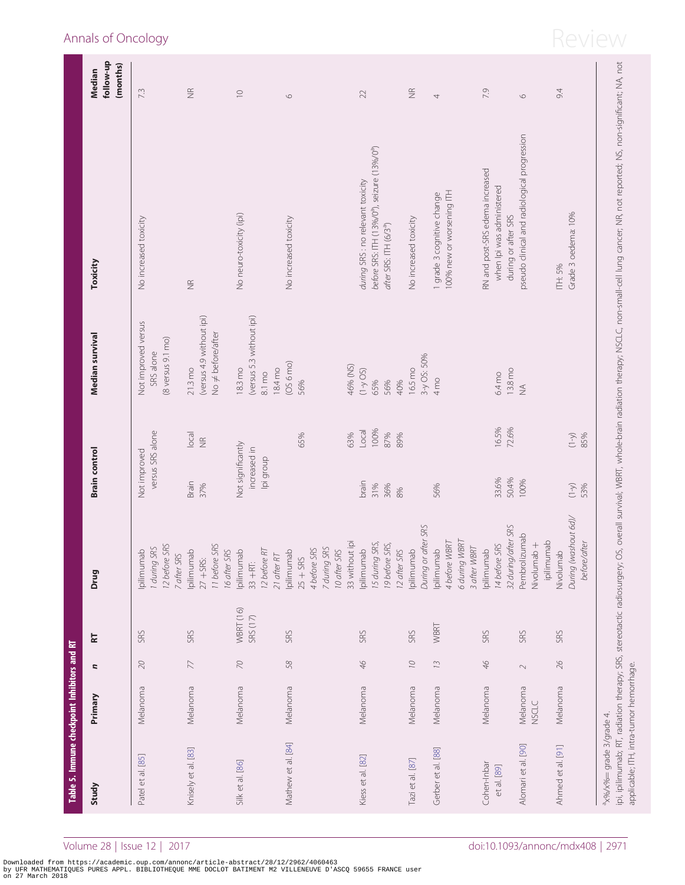**Table 5. Immune checkpoint Inhibitors and RT**

| Study | Primary | *n* | RT | Drug | Brain control | | Median survival | Toxicity | Median follow-up (months) |
|---|---|---|---|---|---|---|---|---|---|
| Patel et al. [85] | Melanoma | 20 | SRS | Ipilimumab *1 during SRS* *12 before SRS* *7 after SRS* | Not improved versus SRS alone | | Not improved versus SRS alone (8 versus 9.1 mo) | No increased toxicity | 7.3 |
| Knisely et al. [83] | Melanoma | 77 | SRS | Ipilimumab 27 + SRS: *11 before SRS* *16 after SRS* | Brain 37% | local NR | 21.3 mo (versus 4.9 without ipi) No ≠ before/after | NR | NR |
| Silk et al. [86] | Melanoma | 70 | WBRT (16) SRS (17) | Ipilimumab 33 + RT: *12 before RT* *21 after RT* | Not significantly increased in Ipi group | | 18.3 mo (versus 5.3 without ipi) 8.1 mo 18.4 mo | No neuro-toxicity (ipi) | 10 |
| Mathew et al. [84] | Melanoma | 58 | SRS | Ipilimumab 25 + SRS *4 before SRS* *7 during SRS* *10 after SRS* | | 65% | (OS 6 mo) 56% | No increased toxicity | 6 |
| Kiess et al. [82] | Melanoma | 46 | SRS | 33 without ipi Ipilimumab *15 during SRS,* *19 before SRS,* *12 after SRS* | brain 31% 36% 8% | 63% Local 100% 87% 89% | 46% (NS) (1-y OS) 65% 56% 40% | *during* SRS : no relevant toxicity *before* SRS: ITH (13%/0%[a]), seizure (13%/0%[a]) *after* SRS: ITH (6/3%[a]) | 22 |
| Tazi et al. [87] | Melanoma | 10 | SRS | Ipilimumab *During or after SRS* | | | 16.5 mo 3-y OS: 50% | No increased toxicity | NR |
| Gerber et al. [88] | Melanoma | 13 | WBRT | Ipilimumab *4 before WBRT* *6 during WBRT* *3 after WBRT* | 56% | | 4 mo | 1 grade 3 cognitive change 100% new or worsening ITH | 4 |
| Cohen-Inbar et al. [89] | Melanoma | 46 | SRS | Ipilimumab *14 before SRS* *32 during/after SRS* | 33.6% 50.4% | 16.5% 72.6% | 6.4 mo 13.8 mo | RN and post-SRS edema increased when Ipi was administered during or after SRS | 7.9 |
| Alomari et al. [90] | Melanoma NSCLC | 2 | SRS | Pembrolizumab Nivolumab + ipilimumab | 100% | | NA | pseudo clinical and radiological progression | 6 |
| Ahmed et al. [91] | Melanoma | 26 | SRS | Nivolumab *During (washout 6d)/ before/after* | (1-y) 53% | (1-y) 85% | | ITH: 5% Grade 3 oedema: 10% | 9.4 |

[a]x%/x%= grade 3/grade 4.

ipi, ipilimumab; RT, radiation therapy; SRS, stereotactic radiosurgery; OS, overall survival; WBRT, whole-brain radiation therapy; NSCLC, non-small-cell lung cancer; NR, not reported; NS, non-significant; NA, not applicable; ITH, intra-tumor hemorrhage.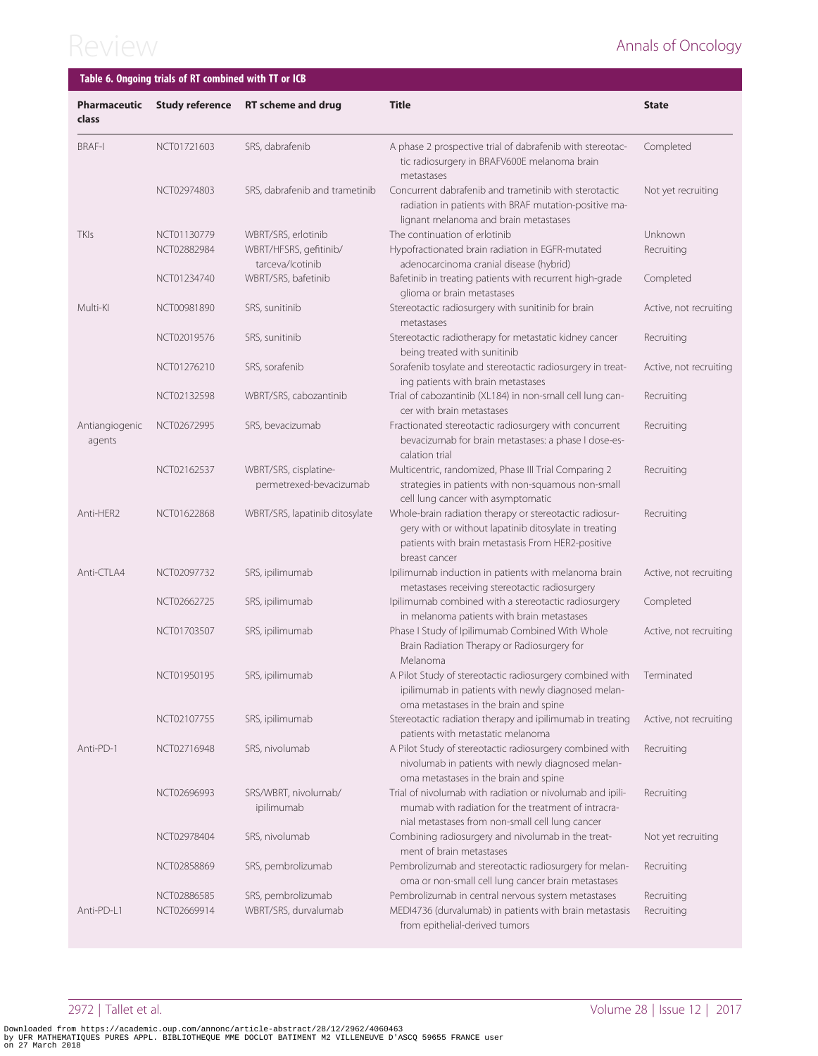**Table 6. Ongoing trials of RT combined with TT or ICB**

| Pharmaceutic class | Study reference | RT scheme and drug | Title | State |
|---|---|---|---|---|
| BRAF-I | NCT01721603 | SRS, dabrafenib | A phase 2 prospective trial of dabrafenib with stereotactic radiosurgery in BRAFV600E melanoma brain metastases | Completed |
| | NCT02974803 | SRS, dabrafenib and trametinib | Concurrent dabrafenib and trametinib with sterotactic radiation in patients with BRAF mutation-positive malignant melanoma and brain metastases | Not yet recruiting |
| TKIs | NCT01130779 | WBRT/SRS, erlotinib | The continuation of erlotinib | Unknown |
| | NCT02882984 | WBRT/HFSRS, gefitinib/tarceva/Icotinib | Hypofractionated brain radiation in EGFR-mutated adenocarcinoma cranial disease (hybrid) | Recruiting |
| | NCT01234740 | WBRT/SRS, bafetinib | Bafetinib in treating patients with recurrent high-grade glioma or brain metastases | Completed |
| Multi-KI | NCT00981890 | SRS, sunitinib | Stereotactic radiosurgery with sunitinib for brain metastases | Active, not recruiting |
| | NCT02019576 | SRS, sunitinib | Stereotactic radiotherapy for metastatic kidney cancer being treated with sunitinib | Recruiting |
| | NCT01276210 | SRS, sorafenib | Sorafenib tosylate and stereotactic radiosurgery in treating patients with brain metastases | Active, not recruiting |
| | NCT02132598 | WBRT/SRS, cabozantinib | Trial of cabozantinib (XL184) in non-small cell lung cancer with brain metastases | Recruiting |
| Antiangiogenic agents | NCT02672995 | SRS, bevacizumab | Fractionated stereotactic radiosurgery with concurrent bevacizumab for brain metastases: a phase I dose-escalation trial | Recruiting |
| | NCT02162537 | WBRT/SRS, cisplatine-pemetrexed-bevacizumab | Multicentric, randomized, Phase III Trial Comparing 2 strategies in patients with non-squamous non-small cell lung cancer with asymptomatic | Recruiting |
| Anti-HER2 | NCT01622868 | WBRT/SRS, lapatinib ditosylate | Whole-brain radiation therapy or stereotactic radiosurgery with or without lapatinib ditosylate in treating patients with brain metastasis From HER2-positive breast cancer | Recruiting |
| Anti-CTLA4 | NCT02097732 | SRS, ipilimumab | Ipilimumab induction in patients with melanoma brain metastases receiving stereotactic radiosurgery | Active, not recruiting |
| | NCT02662725 | SRS, ipilimumab | Ipilimumab combined with a stereotactic radiosurgery in melanoma patients with brain metastases | Completed |
| | NCT01703507 | SRS, ipilimumab | Phase I Study of Ipilimumab Combined With Whole Brain Radiation Therapy or Radiosurgery for Melanoma | Active, not recruiting |
| | NCT01950195 | SRS, ipilimumab | A Pilot Study of stereotactic radiosurgery combined with ipilimumab in patients with newly diagnosed melanoma metastases in the brain and spine | Terminated |
| | NCT02107755 | SRS, ipilimumab | Stereotactic radiation therapy and ipilimumab in treating patients with metastatic melanoma | Active, not recruiting |
| Anti-PD-1 | NCT02716948 | SRS, nivolumab | A Pilot Study of stereotactic radiosurgery combined with nivolumab in patients with newly diagnosed melanoma metastases in the brain and spine | Recruiting |
| | NCT02696993 | SRS/WBRT, nivolumab/ipilimumab | Trial of nivolumab with radiation or nivolumab and ipilimumab with radiation for the treatment of intracranial metastases from non-small cell lung cancer | Recruiting |
| | NCT02978404 | SRS, nivolumab | Combining radiosurgery and nivolumab in the treatment of brain metastases | Not yet recruiting |
| | NCT02858869 | SRS, pembrolizumab | Pembrolizumab and stereotactic radiosurgery for melanoma or non-small cell lung cancer brain metastases | Recruiting |
| | NCT02886585 | SRS, pembrolizumab | Pembrolizumab in central nervous system metastases | Recruiting |
| Anti-PD-L1 | NCT02669914 | WBRT/SRS, durvalumab | MEDI4736 (durvalumab) in patients with brain metastasis from epithelial-derived tumors | Recruiting |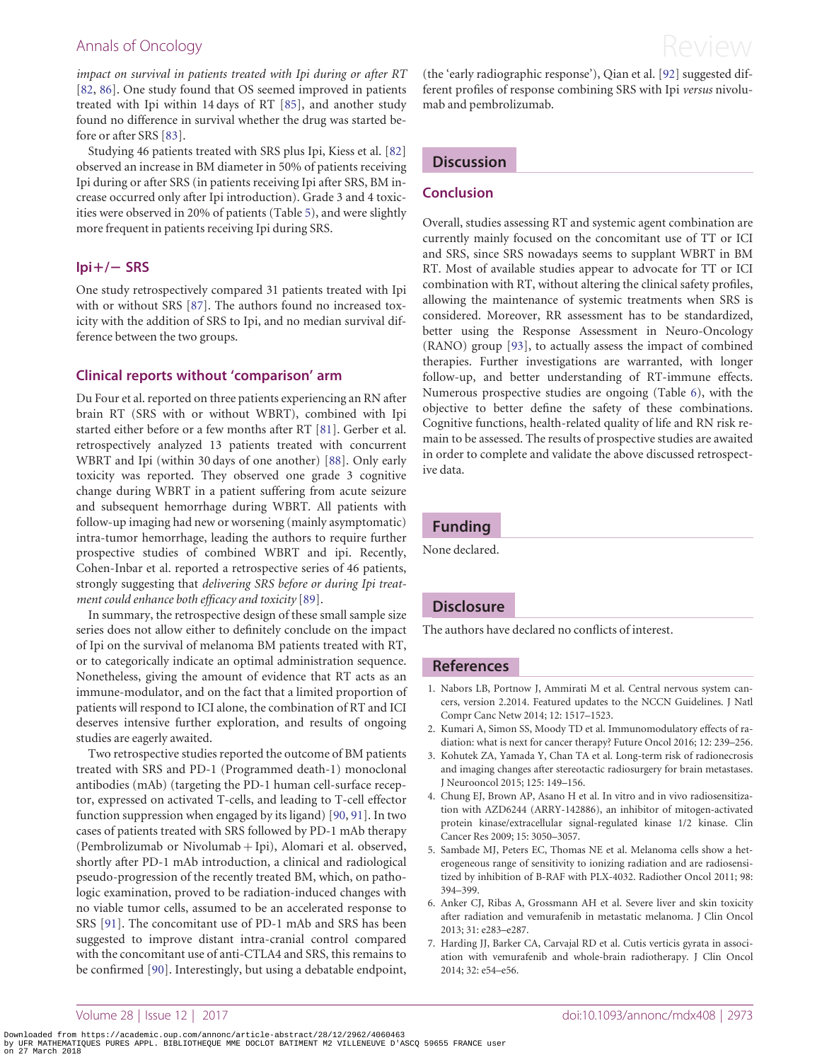*impact on survival in patients treated with Ipi during or after RT* [82, 86]. One study found that OS seemed improved in patients treated with Ipi within 14 days of RT [85], and another study found no difference in survival whether the drug was started before or after SRS [83].

Studying 46 patients treated with SRS plus Ipi, Kiess et al. [82] observed an increase in BM diameter in 50% of patients receiving Ipi during or after SRS (in patients receiving Ipi after SRS, BM increase occurred only after Ipi introduction). Grade 3 and 4 toxicities were observed in 20% of patients (Table 5), and were slightly more frequent in patients receiving Ipi during SRS.

### Ipi+/− SRS

One study retrospectively compared 31 patients treated with Ipi with or without SRS [87]. The authors found no increased toxicity with the addition of SRS to Ipi, and no median survival difference between the two groups.

### Clinical reports without 'comparison' arm

Du Four et al. reported on three patients experiencing an RN after brain RT (SRS with or without WBRT), combined with Ipi started either before or a few months after RT [81]. Gerber et al. retrospectively analyzed 13 patients treated with concurrent WBRT and Ipi (within 30 days of one another) [88]. Only early toxicity was reported. They observed one grade 3 cognitive change during WBRT in a patient suffering from acute seizure and subsequent hemorrhage during WBRT. All patients with follow-up imaging had new or worsening (mainly asymptomatic) intra-tumor hemorrhage, leading the authors to require further prospective studies of combined WBRT and ipi. Recently, Cohen-Inbar et al. reported a retrospective series of 46 patients, strongly suggesting that *delivering SRS before or during Ipi treatment could enhance both efficacy and toxicity* [89].

In summary, the retrospective design of these small sample size series does not allow either to definitely conclude on the impact of Ipi on the survival of melanoma BM patients treated with RT, or to categorically indicate an optimal administration sequence. Nonetheless, giving the amount of evidence that RT acts as an immune-modulator, and on the fact that a limited proportion of patients will respond to ICI alone, the combination of RT and ICI deserves intensive further exploration, and results of ongoing studies are eagerly awaited.

Two retrospective studies reported the outcome of BM patients treated with SRS and PD-1 (Programmed death-1) monoclonal antibodies (mAb) (targeting the PD-1 human cell-surface receptor, expressed on activated T-cells, and leading to T-cell effector function suppression when engaged by its ligand) [90, 91]. In two cases of patients treated with SRS followed by PD-1 mAb therapy (Pembrolizumab or Nivolumab + Ipi), Alomari et al. observed, shortly after PD-1 mAb introduction, a clinical and radiological pseudo-progression of the recently treated BM, which, on pathologic examination, proved to be radiation-induced changes with no viable tumor cells, assumed to be an accelerated response to SRS [91]. The concomitant use of PD-1 mAb and SRS has been suggested to improve distant intra-cranial control compared with the concomitant use of anti-CTLA4 and SRS, this remains to be confirmed [90]. Interestingly, but using a debatable endpoint, (the 'early radiographic response'), Qian et al. [92] suggested different profiles of response combining SRS with Ipi *versus* nivolumab and pembrolizumab.

## Discussion

### Conclusion

Overall, studies assessing RT and systemic agent combination are currently mainly focused on the concomitant use of TT or ICI and SRS, since SRS nowadays seems to supplant WBRT in BM RT. Most of available studies appear to advocate for TT or ICI combination with RT, without altering the clinical safety profiles, allowing the maintenance of systemic treatments when SRS is considered. Moreover, RR assessment has to be standardized, better using the Response Assessment in Neuro-Oncology (RANO) group [93], to actually assess the impact of combined therapies. Further investigations are warranted, with longer follow-up, and better understanding of RT-immune effects. Numerous prospective studies are ongoing (Table 6), with the objective to better define the safety of these combinations. Cognitive functions, health-related quality of life and RN risk remain to be assessed. The results of prospective studies are awaited in order to complete and validate the above discussed retrospective data.

## Funding

None declared.

## Disclosure

The authors have declared no conflicts of interest.

## References

1. Nabors LB, Portnow J, Ammirati M et al. Central nervous system cancers, version 2.2014. Featured updates to the NCCN Guidelines. J Natl Compr Canc Netw 2014; 12: 1517–1523.
2. Kumari A, Simon SS, Moody TD et al. Immunomodulatory effects of radiation: what is next for cancer therapy? Future Oncol 2016; 12: 239–256.
3. Kohutek ZA, Yamada Y, Chan TA et al. Long-term risk of radionecrosis and imaging changes after stereotactic radiosurgery for brain metastases. J Neurooncol 2015; 125: 149–156.
4. Chung EJ, Brown AP, Asano H et al. In vitro and in vivo radiosensitization with AZD6244 (ARRY-142886), an inhibitor of mitogen-activated protein kinase/extracellular signal-regulated kinase 1/2 kinase. Clin Cancer Res 2009; 15: 3050–3057.
5. Sambade MJ, Peters EC, Thomas NE et al. Melanoma cells show a heterogeneous range of sensitivity to ionizing radiation and are radiosensitized by inhibition of B-RAF with PLX-4032. Radiother Oncol 2011; 98: 394–399.
6. Anker CJ, Ribas A, Grossmann AH et al. Severe liver and skin toxicity after radiation and vemurafenib in metastatic melanoma. J Clin Oncol 2013; 31: e283–e287.
7. Harding JJ, Barker CA, Carvajal RD et al. Cutis verticis gyrata in association with vemurafenib and whole-brain radiotherapy. J Clin Oncol 2014; 32: e54–e56.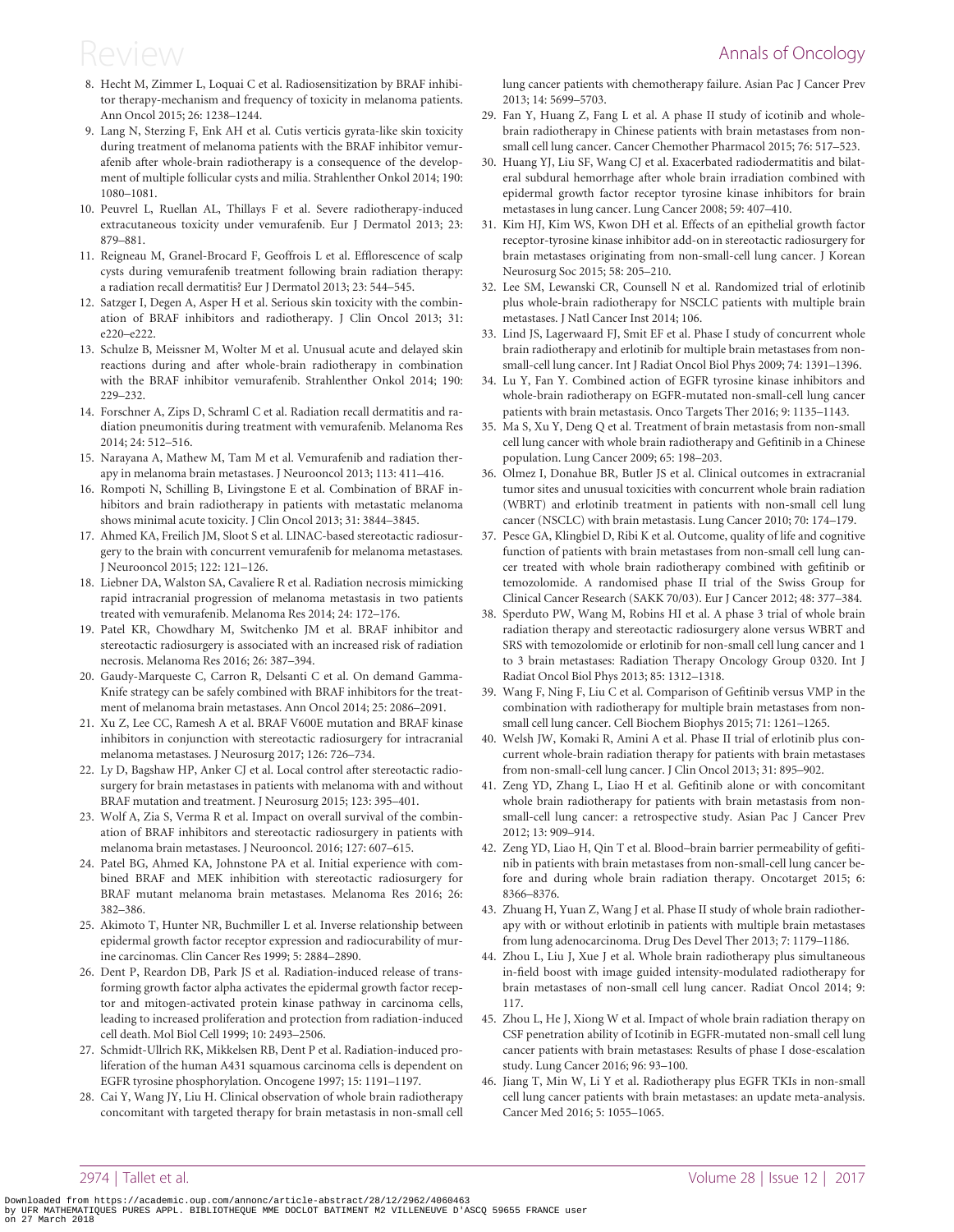8. Hecht M, Zimmer L, Loquai C et al. Radiosensitization by BRAF inhibitor therapy-mechanism and frequency of toxicity in melanoma patients. Ann Oncol 2015; 26: 1238–1244.
9. Lang N, Sterzing F, Enk AH et al. Cutis verticis gyrata-like skin toxicity during treatment of melanoma patients with the BRAF inhibitor vemurafenib after whole-brain radiotherapy is a consequence of the development of multiple follicular cysts and milia. Strahlenther Onkol 2014; 190: 1080–1081.
10. Peuvrel L, Ruellan AL, Thillays F et al. Severe radiotherapy-induced extracutaneous toxicity under vemurafenib. Eur J Dermatol 2013; 23: 879–881.
11. Reigneau M, Granel-Brocard F, Geoffrois L et al. Efflorescence of scalp cysts during vemurafenib treatment following brain radiation therapy: a radiation recall dermatitis? Eur J Dermatol 2013; 23: 544–545.
12. Satzger I, Degen A, Asper H et al. Serious skin toxicity with the combination of BRAF inhibitors and radiotherapy. J Clin Oncol 2013; 31: e220–e222.
13. Schulze B, Meissner M, Wolter M et al. Unusual acute and delayed skin reactions during and after whole-brain radiotherapy in combination with the BRAF inhibitor vemurafenib. Strahlenther Onkol 2014; 190: 229–232.
14. Forschner A, Zips D, Schraml C et al. Radiation recall dermatitis and radiation pneumonitis during treatment with vemurafenib. Melanoma Res 2014; 24: 512–516.
15. Narayana A, Mathew M, Tam M et al. Vemurafenib and radiation therapy in melanoma brain metastases. J Neurooncol 2013; 113: 411–416.
16. Rompoti N, Schilling B, Livingstone E et al. Combination of BRAF inhibitors and brain radiotherapy in patients with metastatic melanoma shows minimal acute toxicity. J Clin Oncol 2013; 31: 3844–3845.
17. Ahmed KA, Freilich JM, Sloot S et al. LINAC-based stereotactic radiosurgery to the brain with concurrent vemurafenib for melanoma metastases. J Neurooncol 2015; 122: 121–126.
18. Liebner DA, Walston SA, Cavaliere R et al. Radiation necrosis mimicking rapid intracranial progression of melanoma metastasis in two patients treated with vemurafenib. Melanoma Res 2014; 24: 172–176.
19. Patel KR, Chowdhary M, Switchenko JM et al. BRAF inhibitor and stereotactic radiosurgery is associated with an increased risk of radiation necrosis. Melanoma Res 2016; 26: 387–394.
20. Gaudy-Marqueste C, Carron R, Delsanti C et al. On demand Gamma-Knife strategy can be safely combined with BRAF inhibitors for the treatment of melanoma brain metastases. Ann Oncol 2014; 25: 2086–2091.
21. Xu Z, Lee CC, Ramesh A et al. BRAF V600E mutation and BRAF kinase inhibitors in conjunction with stereotactic radiosurgery for intracranial melanoma metastases. J Neurosurg 2017; 126: 726–734.
22. Ly D, Bagshaw HP, Anker CJ et al. Local control after stereotactic radiosurgery for brain metastases in patients with melanoma with and without BRAF mutation and treatment. J Neurosurg 2015; 123: 395–401.
23. Wolf A, Zia S, Verma R et al. Impact on overall survival of the combination of BRAF inhibitors and stereotactic radiosurgery in patients with melanoma brain metastases. J Neurooncol. 2016; 127: 607–615.
24. Patel BG, Ahmed KA, Johnstone PA et al. Initial experience with combined BRAF and MEK inhibition with stereotactic radiosurgery for BRAF mutant melanoma brain metastases. Melanoma Res 2016; 26: 382–386.
25. Akimoto T, Hunter NR, Buchmiller L et al. Inverse relationship between epidermal growth factor receptor expression and radiocurability of murine carcinomas. Clin Cancer Res 1999; 5: 2884–2890.
26. Dent P, Reardon DB, Park JS et al. Radiation-induced release of transforming growth factor alpha activates the epidermal growth factor receptor and mitogen-activated protein kinase pathway in carcinoma cells, leading to increased proliferation and protection from radiation-induced cell death. Mol Biol Cell 1999; 10: 2493–2506.
27. Schmidt-Ullrich RK, Mikkelsen RB, Dent P et al. Radiation-induced proliferation of the human A431 squamous carcinoma cells is dependent on EGFR tyrosine phosphorylation. Oncogene 1997; 15: 1191–1197.
28. Cai Y, Wang JY, Liu H. Clinical observation of whole brain radiotherapy concomitant with targeted therapy for brain metastasis in non-small cell lung cancer patients with chemotherapy failure. Asian Pac J Cancer Prev 2013; 14: 5699–5703.
29. Fan Y, Huang Z, Fang L et al. A phase II study of icotinib and whole-brain radiotherapy in Chinese patients with brain metastases from non-small cell lung cancer. Cancer Chemother Pharmacol 2015; 76: 517–523.
30. Huang YJ, Liu SF, Wang CJ et al. Exacerbated radiodermatitis and bilateral subdural hemorrhage after whole brain irradiation combined with epidermal growth factor receptor tyrosine kinase inhibitors for brain metastases in lung cancer. Lung Cancer 2008; 59: 407–410.
31. Kim HJ, Kim WS, Kwon DH et al. Effects of an epithelial growth factor receptor-tyrosine kinase inhibitor add-on in stereotactic radiosurgery for brain metastases originating from non-small-cell lung cancer. J Korean Neurosurg Soc 2015; 58: 205–210.
32. Lee SM, Lewanski CR, Counsell N et al. Randomized trial of erlotinib plus whole-brain radiotherapy for NSCLC patients with multiple brain metastases. J Natl Cancer Inst 2014; 106.
33. Lind JS, Lagerwaard FJ, Smit EF et al. Phase I study of concurrent whole brain radiotherapy and erlotinib for multiple brain metastases from non-small-cell lung cancer. Int J Radiat Oncol Biol Phys 2009; 74: 1391–1396.
34. Lu Y, Fan Y. Combined action of EGFR tyrosine kinase inhibitors and whole-brain radiotherapy on EGFR-mutated non-small-cell lung cancer patients with brain metastasis. Onco Targets Ther 2016; 9: 1135–1143.
35. Ma S, Xu Y, Deng Q et al. Treatment of brain metastasis from non-small cell lung cancer with whole brain radiotherapy and Gefitinib in a Chinese population. Lung Cancer 2009; 65: 198–203.
36. Olmez I, Donahue BR, Butler JS et al. Clinical outcomes in extracranial tumor sites and unusual toxicities with concurrent whole brain radiation (WBRT) and erlotinib treatment in patients with non-small cell lung cancer (NSCLC) with brain metastasis. Lung Cancer 2010; 70: 174–179.
37. Pesce GA, Klingbiel D, Ribi K et al. Outcome, quality of life and cognitive function of patients with brain metastases from non-small cell lung cancer treated with whole brain radiotherapy combined with gefitinib or temozolomide. A randomised phase II trial of the Swiss Group for Clinical Cancer Research (SAKK 70/03). Eur J Cancer 2012; 48: 377–384.
38. Sperduto PW, Wang M, Robins HI et al. A phase 3 trial of whole brain radiation therapy and stereotactic radiosurgery alone versus WBRT and SRS with temozolomide or erlotinib for non-small cell lung cancer and 1 to 3 brain metastases: Radiation Therapy Oncology Group 0320. Int J Radiat Oncol Biol Phys 2013; 85: 1312–1318.
39. Wang F, Ning F, Liu C et al. Comparison of Gefitinib versus VMP in the combination with radiotherapy for multiple brain metastases from non-small cell lung cancer. Cell Biochem Biophys 2015; 71: 1261–1265.
40. Welsh JW, Komaki R, Amini A et al. Phase II trial of erlotinib plus concurrent whole-brain radiation therapy for patients with brain metastases from non-small-cell lung cancer. J Clin Oncol 2013; 31: 895–902.
41. Zeng YD, Zhang L, Liao H et al. Gefitinib alone or with concomitant whole brain radiotherapy for patients with brain metastasis from non-small-cell lung cancer: a retrospective study. Asian Pac J Cancer Prev 2012; 13: 909–914.
42. Zeng YD, Liao H, Qin T et al. Blood–brain barrier permeability of gefitinib in patients with brain metastases from non-small-cell lung cancer before and during whole brain radiation therapy. Oncotarget 2015; 6: 8366–8376.
43. Zhuang H, Yuan Z, Wang J et al. Phase II study of whole brain radiotherapy with or without erlotinib in patients with multiple brain metastases from lung adenocarcinoma. Drug Des Devel Ther 2013; 7: 1179–1186.
44. Zhou L, Liu J, Xue J et al. Whole brain radiotherapy plus simultaneous in-field boost with image guided intensity-modulated radiotherapy for brain metastases of non-small cell lung cancer. Radiat Oncol 2014; 9: 117.
45. Zhou L, He J, Xiong W et al. Impact of whole brain radiation therapy on CSF penetration ability of Icotinib in EGFR-mutated non-small cell lung cancer patients with brain metastases: Results of phase I dose-escalation study. Lung Cancer 2016; 96: 93–100.
46. Jiang T, Min W, Li Y et al. Radiotherapy plus EGFR TKIs in non-small cell lung cancer patients with brain metastases: an update meta-analysis. Cancer Med 2016; 5: 1055–1065.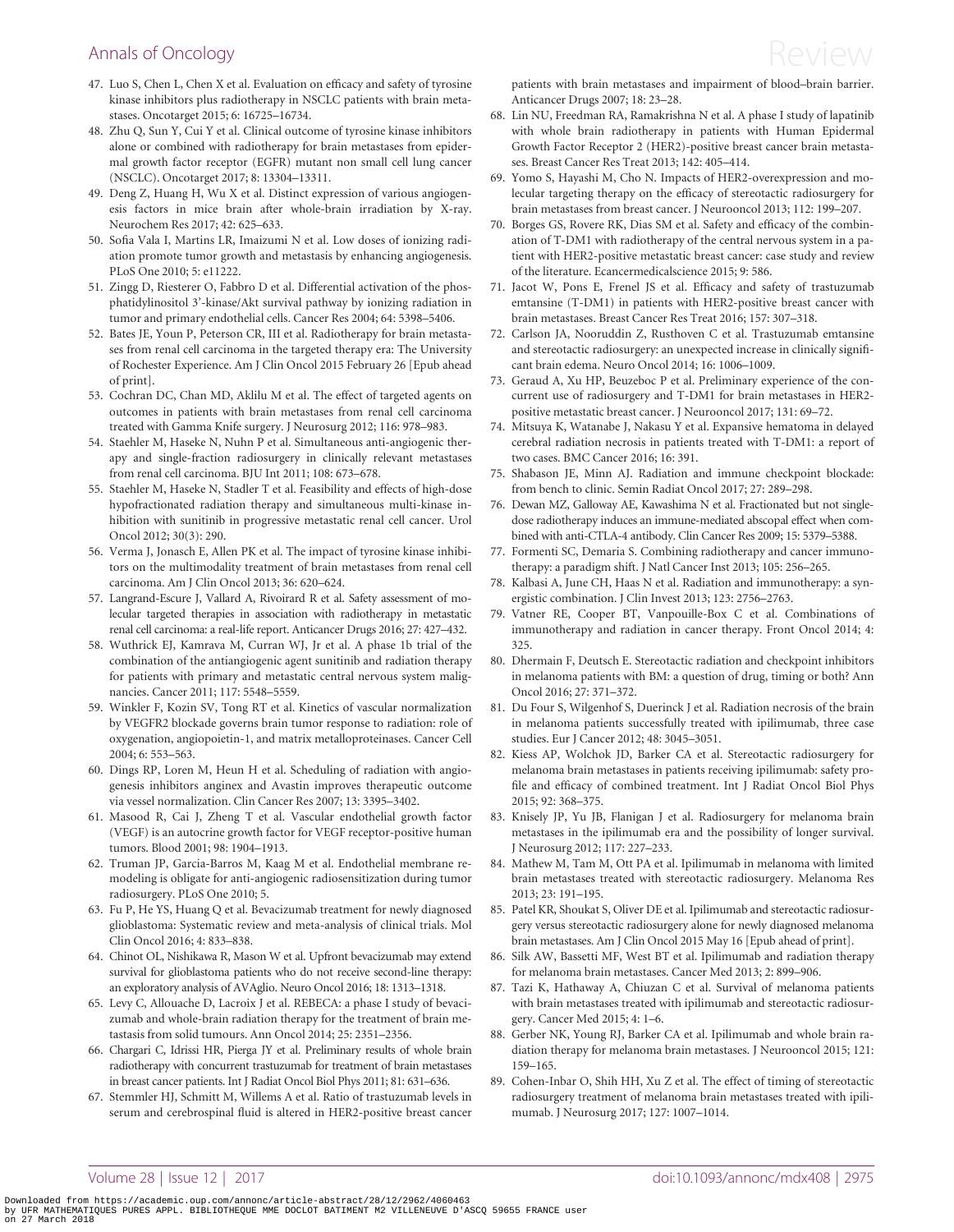47. Luo S, Chen L, Chen X et al. Evaluation on efficacy and safety of tyrosine kinase inhibitors plus radiotherapy in NSCLC patients with brain metastases. Oncotarget 2015; 6: 16725–16734.
48. Zhu Q, Sun Y, Cui Y et al. Clinical outcome of tyrosine kinase inhibitors alone or combined with radiotherapy for brain metastases from epidermal growth factor receptor (EGFR) mutant non small cell lung cancer (NSCLC). Oncotarget 2017; 8: 13304–13311.
49. Deng Z, Huang H, Wu X et al. Distinct expression of various angiogenesis factors in mice brain after whole-brain irradiation by X-ray. Neurochem Res 2017; 42: 625–633.
50. Sofia Vala I, Martins LR, Imaizumi N et al. Low doses of ionizing radiation promote tumor growth and metastasis by enhancing angiogenesis. PLoS One 2010; 5: e11222.
51. Zingg D, Riesterer O, Fabbro D et al. Differential activation of the phosphatidylinositol 3'-kinase/Akt survival pathway by ionizing radiation in tumor and primary endothelial cells. Cancer Res 2004; 64: 5398–5406.
52. Bates JE, Youn P, Peterson CR, III et al. Radiotherapy for brain metastases from renal cell carcinoma in the targeted therapy era: The University of Rochester Experience. Am J Clin Oncol 2015 February 26 [Epub ahead of print].
53. Cochran DC, Chan MD, Aklilu M et al. The effect of targeted agents on outcomes in patients with brain metastases from renal cell carcinoma treated with Gamma Knife surgery. J Neurosurg 2012; 116: 978–983.
54. Staehler M, Haseke N, Nuhn P et al. Simultaneous anti-angiogenic therapy and single-fraction radiosurgery in clinically relevant metastases from renal cell carcinoma. BJU Int 2011; 108: 673–678.
55. Staehler M, Haseke N, Stadler T et al. Feasibility and effects of high-dose hypofractionated radiation therapy and simultaneous multi-kinase inhibition with sunitinib in progressive metastatic renal cell cancer. Urol Oncol 2012; 30(3): 290.
56. Verma J, Jonasch E, Allen PK et al. The impact of tyrosine kinase inhibitors on the multimodality treatment of brain metastases from renal cell carcinoma. Am J Clin Oncol 2013; 36: 620–624.
57. Langrand-Escure J, Vallard A, Rivoirard R et al. Safety assessment of molecular targeted therapies in association with radiotherapy in metastatic renal cell carcinoma: a real-life report. Anticancer Drugs 2016; 27: 427–432.
58. Wuthrick EJ, Kamrava M, Curran WJ, Jr et al. A phase 1b trial of the combination of the antiangiogenic agent sunitinib and radiation therapy for patients with primary and metastatic central nervous system malignancies. Cancer 2011; 117: 5548–5559.
59. Winkler F, Kozin SV, Tong RT et al. Kinetics of vascular normalization by VEGFR2 blockade governs brain tumor response to radiation: role of oxygenation, angiopoietin-1, and matrix metalloproteinases. Cancer Cell 2004; 6: 553–563.
60. Dings RP, Loren M, Heun H et al. Scheduling of radiation with angiogenesis inhibitors anginex and Avastin improves therapeutic outcome via vessel normalization. Clin Cancer Res 2007; 13: 3395–3402.
61. Masood R, Cai J, Zheng T et al. Vascular endothelial growth factor (VEGF) is an autocrine growth factor for VEGF receptor-positive human tumors. Blood 2001; 98: 1904–1913.
62. Truman JP, Garcia-Barros M, Kaag M et al. Endothelial membrane remodeling is obligate for anti-angiogenic radiosensitization during tumor radiosurgery. PLoS One 2010; 5.
63. Fu P, He YS, Huang Q et al. Bevacizumab treatment for newly diagnosed glioblastoma: Systematic review and meta-analysis of clinical trials. Mol Clin Oncol 2016; 4: 833–838.
64. Chinot OL, Nishikawa R, Mason W et al. Upfront bevacizumab may extend survival for glioblastoma patients who do not receive second-line therapy: an exploratory analysis of AVAglio. Neuro Oncol 2016; 18: 1313–1318.
65. Levy C, Allouache D, Lacroix J et al. REBECA: a phase I study of bevacizumab and whole-brain radiation therapy for the treatment of brain metastasis from solid tumours. Ann Oncol 2014; 25: 2351–2356.
66. Chargari C, Idrissi HR, Pierga JY et al. Preliminary results of whole brain radiotherapy with concurrent trastuzumab for treatment of brain metastases in breast cancer patients. Int J Radiat Oncol Biol Phys 2011; 81: 631–636.
67. Stemmler HJ, Schmitt M, Willems A et al. Ratio of trastuzumab levels in serum and cerebrospinal fluid is altered in HER2-positive breast cancer patients with brain metastases and impairment of blood–brain barrier. Anticancer Drugs 2007; 18: 23–28.
68. Lin NU, Freedman RA, Ramakrishna N et al. A phase I study of lapatinib with whole brain radiotherapy in patients with Human Epidermal Growth Factor Receptor 2 (HER2)-positive breast cancer brain metastases. Breast Cancer Res Treat 2013; 142: 405–414.
69. Yomo S, Hayashi M, Cho N. Impacts of HER2-overexpression and molecular targeting therapy on the efficacy of stereotactic radiosurgery for brain metastases from breast cancer. J Neurooncol 2013; 112: 199–207.
70. Borges GS, Rovere RK, Dias SM et al. Safety and efficacy of the combination of T-DM1 with radiotherapy of the central nervous system in a patient with HER2-positive metastatic breast cancer: case study and review of the literature. Ecancermedicalscience 2015; 9: 586.
71. Jacot W, Pons E, Frenel JS et al. Efficacy and safety of trastuzumab emtansine (T-DM1) in patients with HER2-positive breast cancer with brain metastases. Breast Cancer Res Treat 2016; 157: 307–318.
72. Carlson JA, Nooruddin Z, Rusthoven C et al. Trastuzumab emtansine and stereotactic radiosurgery: an unexpected increase in clinically significant brain edema. Neuro Oncol 2014; 16: 1006–1009.
73. Geraud A, Xu HP, Beuzeboc P et al. Preliminary experience of the concurrent use of radiosurgery and T-DM1 for brain metastases in HER2-positive metastatic breast cancer. J Neurooncol 2017; 131: 69–72.
74. Mitsuya K, Watanabe J, Nakasu Y et al. Expansive hematoma in delayed cerebral radiation necrosis in patients treated with T-DM1: a report of two cases. BMC Cancer 2016; 16: 391.
75. Shabason JE, Minn AJ. Radiation and immune checkpoint blockade: from bench to clinic. Semin Radiat Oncol 2017; 27: 289–298.
76. Dewan MZ, Galloway AE, Kawashima N et al. Fractionated but not single-dose radiotherapy induces an immune-mediated abscopal effect when combined with anti-CTLA-4 antibody. Clin Cancer Res 2009; 15: 5379–5388.
77. Formenti SC, Demaria S. Combining radiotherapy and cancer immunotherapy: a paradigm shift. J Natl Cancer Inst 2013; 105: 256–265.
78. Kalbasi A, June CH, Haas N et al. Radiation and immunotherapy: a synergistic combination. J Clin Invest 2013; 123: 2756–2763.
79. Vatner RE, Cooper BT, Vanpouille-Box C et al. Combinations of immunotherapy and radiation in cancer therapy. Front Oncol 2014; 4: 325.
80. Dhermain F, Deutsch E. Stereotactic radiation and checkpoint inhibitors in melanoma patients with BM: a question of drug, timing or both? Ann Oncol 2016; 27: 371–372.
81. Du Four S, Wilgenhof S, Duerinck J et al. Radiation necrosis of the brain in melanoma patients successfully treated with ipilimumab, three case studies. Eur J Cancer 2012; 48: 3045–3051.
82. Kiess AP, Wolchok JD, Barker CA et al. Stereotactic radiosurgery for melanoma brain metastases in patients receiving ipilimumab: safety profile and efficacy of combined treatment. Int J Radiat Oncol Biol Phys 2015; 92: 368–375.
83. Knisely JP, Yu JB, Flanigan J et al. Radiosurgery for melanoma brain metastases in the ipilimumab era and the possibility of longer survival. J Neurosurg 2012; 117: 227–233.
84. Mathew M, Tam M, Ott PA et al. Ipilimumab in melanoma with limited brain metastases treated with stereotactic radiosurgery. Melanoma Res 2013; 23: 191–195.
85. Patel KR, Shoukat S, Oliver DE et al. Ipilimumab and stereotactic radiosurgery versus stereotactic radiosurgery alone for newly diagnosed melanoma brain metastases. Am J Clin Oncol 2015 May 16 [Epub ahead of print].
86. Silk AW, Bassetti MF, West BT et al. Ipilimumab and radiation therapy for melanoma brain metastases. Cancer Med 2013; 2: 899–906.
87. Tazi K, Hathaway A, Chiuzan C et al. Survival of melanoma patients with brain metastases treated with ipilimumab and stereotactic radiosurgery. Cancer Med 2015; 4: 1–6.
88. Gerber NK, Young RJ, Barker CA et al. Ipilimumab and whole brain radiation therapy for melanoma brain metastases. J Neurooncol 2015; 121: 159–165.
89. Cohen-Inbar O, Shih HH, Xu Z et al. The effect of timing of stereotactic radiosurgery treatment of melanoma brain metastases treated with ipilimumab. J Neurosurg 2017; 127: 1007–1014.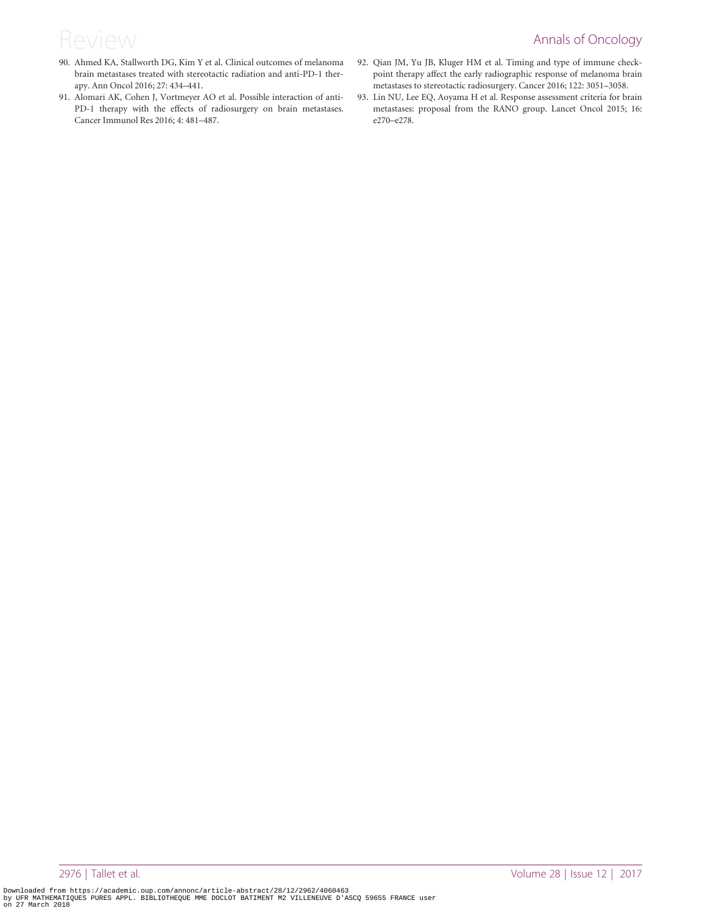90. Ahmed KA, Stallworth DG, Kim Y et al. Clinical outcomes of melanoma brain metastases treated with stereotactic radiation and anti-PD-1 therapy. Ann Oncol 2016; 27: 434–441.
91. Alomari AK, Cohen J, Vortmeyer AO et al. Possible interaction of anti-PD-1 therapy with the effects of radiosurgery on brain metastases. Cancer Immunol Res 2016; 4: 481–487.
92. Qian JM, Yu JB, Kluger HM et al. Timing and type of immune checkpoint therapy affect the early radiographic response of melanoma brain metastases to stereotactic radiosurgery. Cancer 2016; 122: 3051–3058.
93. Lin NU, Lee EQ, Aoyama H et al. Response assessment criteria for brain metastases: proposal from the RANO group. Lancet Oncol 2015; 16: e270–e278.